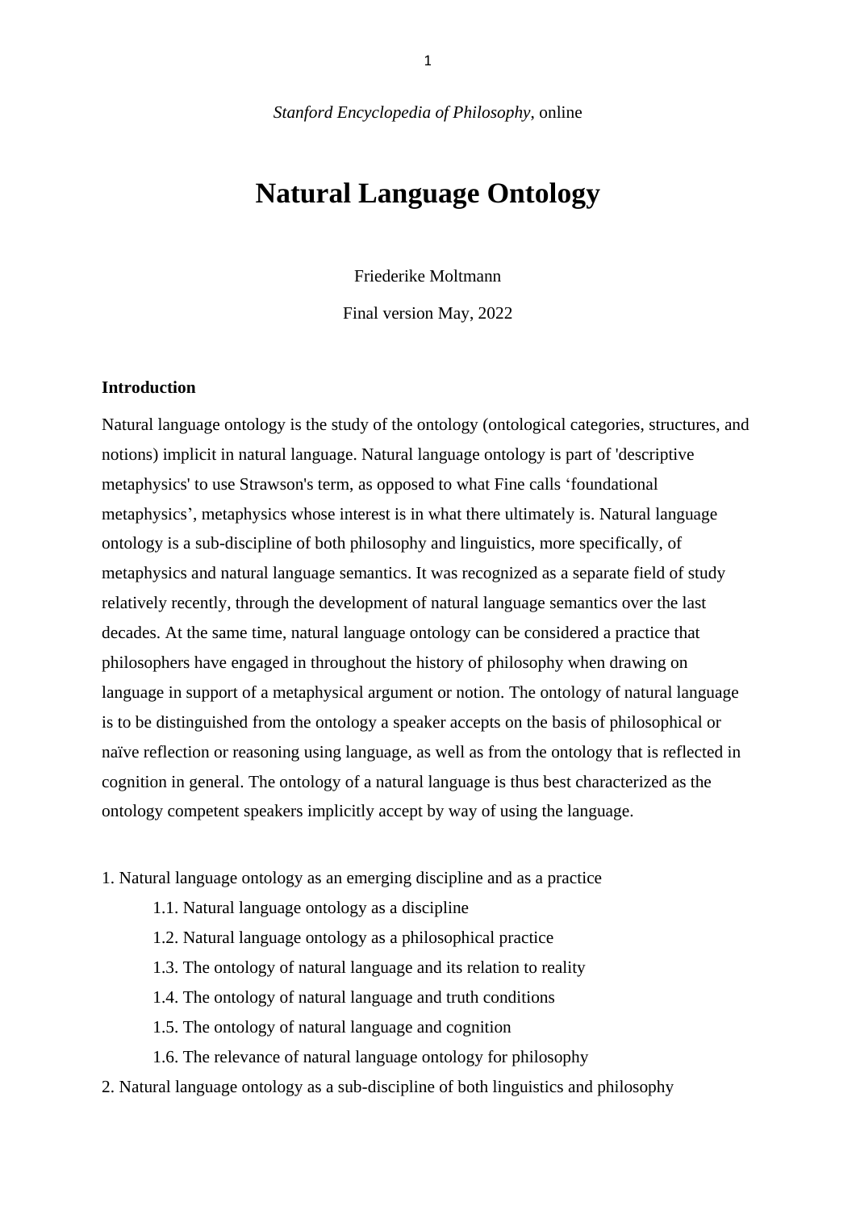*Stanford Encyclopedia of Philosophy*, online

# Natural Language Ontology

Friederike Moltmann

Final version May, 2022

**Introduction**

Natural language ontology is the study of the ontology (ontological categories, structures, and notions) implicit in natural language. Natural language ontology is part of 'descriptive metaphysics' to use Strawson's term, as opposed to what Fine calls 'foundational metaphysics', metaphysics whose interest is in what there ultimately is. Natural language ontology is a sub-discipline of both philosophy and linguistics, more specifically, of metaphysics and natural language semantics. It was recognized as a separate field of study relatively recently, through the development of natural language semantics over the last decades. At the same time, natural language ontology can be considered a practice that philosophers have engaged in throughout the history of philosophy when drawing on language in support of a metaphysical argument or notion. The ontology of natural language is to be distinguished from the ontology a speaker accepts on the basis of philosophical or naïve reflection or reasoning using language, as well as from the ontology that is reflected in cognition in general. The ontology of a natural language is thus best characterized as the ontology competent speakers implicitly accept by way of using the language.

1. Natural language ontology as an emerging discipline and as a practice
    - 1.1. Natural language ontology as a discipline
    - 1.2. Natural language ontology as a philosophical practice
    - 1.3. The ontology of natural language and its relation to reality
    - 1.4. The ontology of natural language and truth conditions
    - 1.5. The ontology of natural language and cognition
    - 1.6. The relevance of natural language ontology for philosophy
2. Natural language ontology as a sub-discipline of both linguistics and philosophy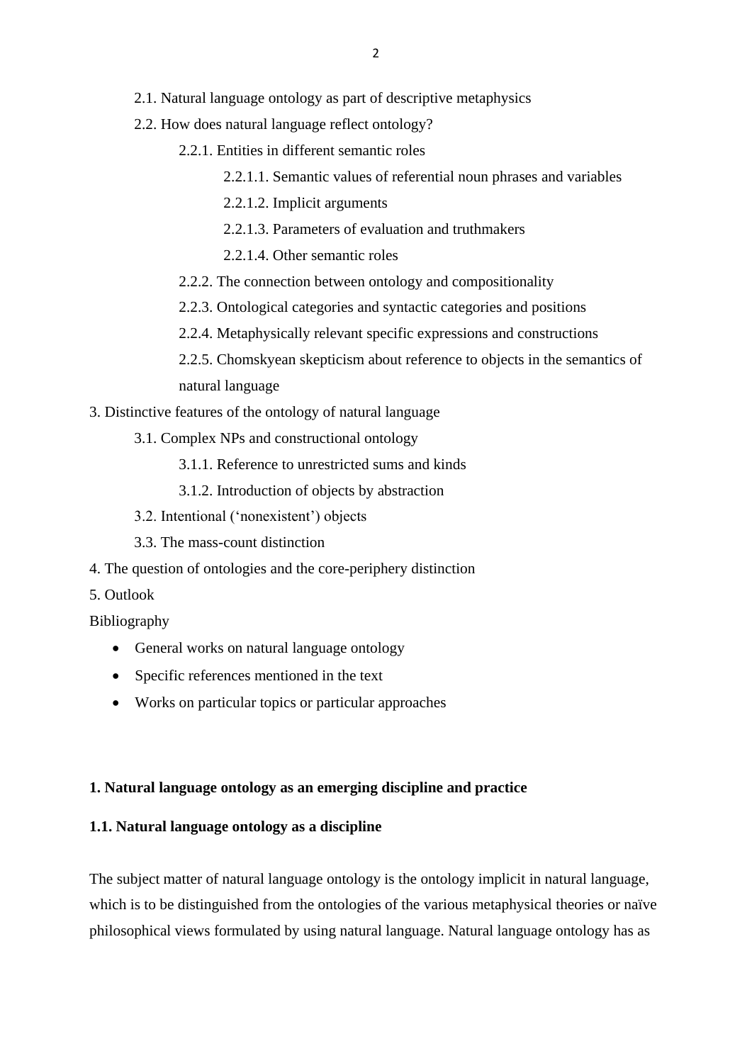- 2.1. Natural language ontology as part of descriptive metaphysics
- 2.2. How does natural language reflect ontology?
    - 2.2.1. Entities in different semantic roles
        - 2.2.1.1. Semantic values of referential noun phrases and variables
        - 2.2.1.2. Implicit arguments
        - 2.2.1.3. Parameters of evaluation and truthmakers
        - 2.2.1.4. Other semantic roles
    - 2.2.2. The connection between ontology and compositionality
    - 2.2.3. Ontological categories and syntactic categories and positions
    - 2.2.4. Metaphysically relevant specific expressions and constructions
    - 2.2.5. Chomskyean skepticism about reference to objects in the semantics of natural language

3. Distinctive features of the ontology of natural language
- 3.1. Complex NPs and constructional ontology
    - 3.1.1. Reference to unrestricted sums and kinds
    - 3.1.2. Introduction of objects by abstraction
- 3.2. Intentional ('nonexistent') objects
- 3.3. The mass-count distinction

4. The question of ontologies and the core-periphery distinction

5. Outlook

Bibliography

- General works on natural language ontology
- Specific references mentioned in the text
- Works on particular topics or particular approaches

## 1. Natural language ontology as an emerging discipline and practice

### 1.1. Natural language ontology as a discipline

The subject matter of natural language ontology is the ontology implicit in natural language, which is to be distinguished from the ontologies of the various metaphysical theories or naïve philosophical views formulated by using natural language. Natural language ontology has as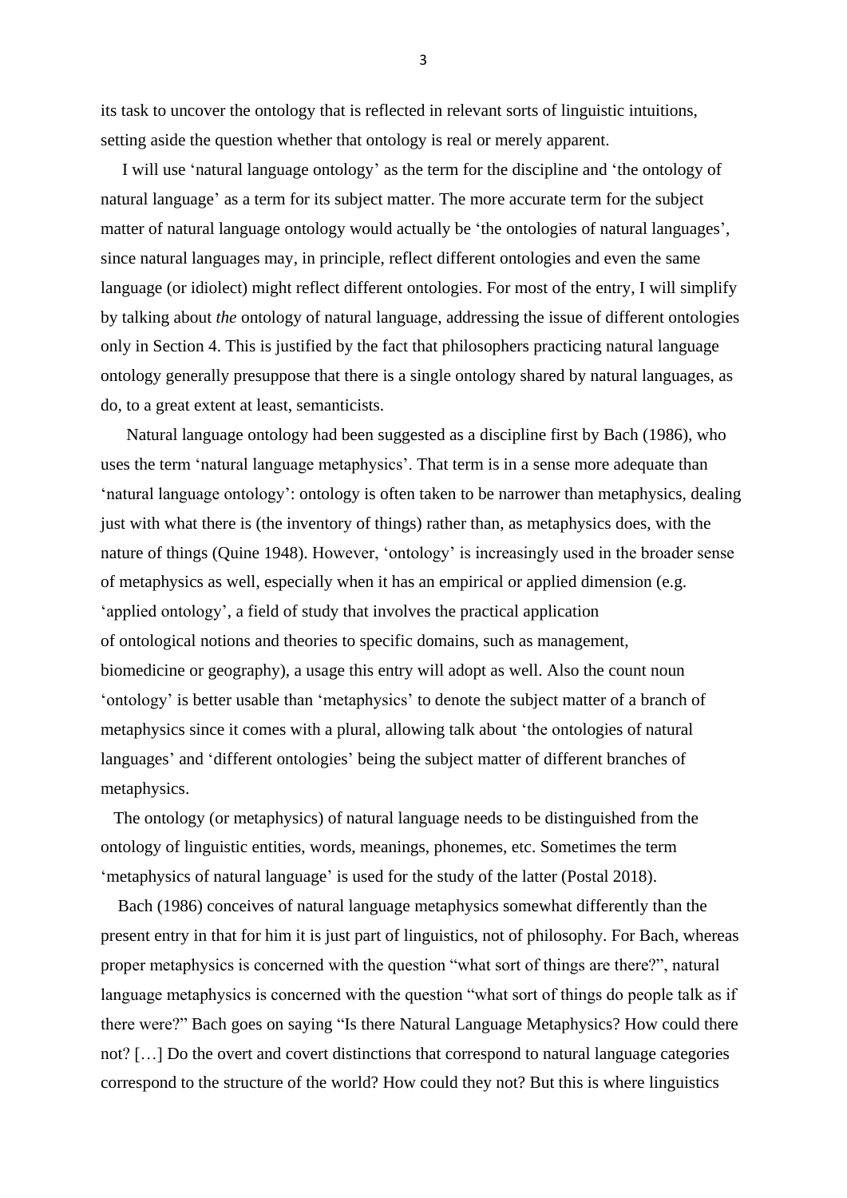its task to uncover the ontology that is reflected in relevant sorts of linguistic intuitions, setting aside the question whether that ontology is real or merely apparent.

I will use 'natural language ontology' as the term for the discipline and 'the ontology of natural language' as a term for its subject matter. The more accurate term for the subject matter of natural language ontology would actually be 'the ontologies of natural languages', since natural languages may, in principle, reflect different ontologies and even the same language (or idiolect) might reflect different ontologies. For most of the entry, I will simplify by talking about *the* ontology of natural language, addressing the issue of different ontologies only in Section 4. This is justified by the fact that philosophers practicing natural language ontology generally presuppose that there is a single ontology shared by natural languages, as do, to a great extent at least, semanticists.

Natural language ontology had been suggested as a discipline first by Bach (1986), who uses the term 'natural language metaphysics'. That term is in a sense more adequate than 'natural language ontology': ontology is often taken to be narrower than metaphysics, dealing just with what there is (the inventory of things) rather than, as metaphysics does, with the nature of things (Quine 1948). However, 'ontology' is increasingly used in the broader sense of metaphysics as well, especially when it has an empirical or applied dimension (e.g. 'applied ontology', a field of study that involves the practical application of ontological notions and theories to specific domains, such as management, biomedicine or geography), a usage this entry will adopt as well. Also the count noun 'ontology' is better usable than 'metaphysics' to denote the subject matter of a branch of metaphysics since it comes with a plural, allowing talk about 'the ontologies of natural languages' and 'different ontologies' being the subject matter of different branches of metaphysics.

The ontology (or metaphysics) of natural language needs to be distinguished from the ontology of linguistic entities, words, meanings, phonemes, etc. Sometimes the term 'metaphysics of natural language' is used for the study of the latter (Postal 2018).

Bach (1986) conceives of natural language metaphysics somewhat differently than the present entry in that for him it is just part of linguistics, not of philosophy. For Bach, whereas proper metaphysics is concerned with the question "what sort of things are there?", natural language metaphysics is concerned with the question "what sort of things do people talk as if there were?" Bach goes on saying "Is there Natural Language Metaphysics? How could there not? […] Do the overt and covert distinctions that correspond to natural language categories correspond to the structure of the world? How could they not? But this is where linguistics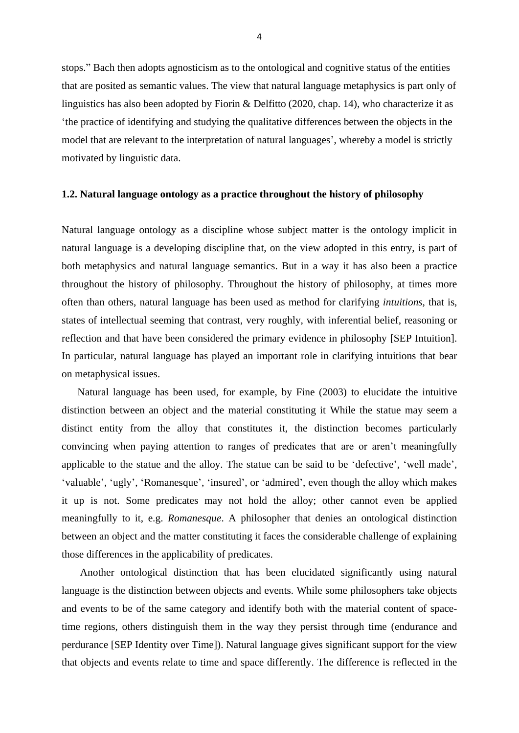stops." Bach then adopts agnosticism as to the ontological and cognitive status of the entities that are posited as semantic values. The view that natural language metaphysics is part only of linguistics has also been adopted by Fiorin & Delfitto (2020, chap. 14), who characterize it as 'the practice of identifying and studying the qualitative differences between the objects in the model that are relevant to the interpretation of natural languages', whereby a model is strictly motivated by linguistic data.

### 1.2. Natural language ontology as a practice throughout the history of philosophy

Natural language ontology as a discipline whose subject matter is the ontology implicit in natural language is a developing discipline that, on the view adopted in this entry, is part of both metaphysics and natural language semantics. But in a way it has also been a practice throughout the history of philosophy. Throughout the history of philosophy, at times more often than others, natural language has been used as method for clarifying *intuitions*, that is, states of intellectual seeming that contrast, very roughly, with inferential belief, reasoning or reflection and that have been considered the primary evidence in philosophy [SEP Intuition]. In particular, natural language has played an important role in clarifying intuitions that bear on metaphysical issues.

Natural language has been used, for example, by Fine (2003) to elucidate the intuitive distinction between an object and the material constituting it While the statue may seem a distinct entity from the alloy that constitutes it, the distinction becomes particularly convincing when paying attention to ranges of predicates that are or aren't meaningfully applicable to the statue and the alloy. The statue can be said to be 'defective', 'well made', 'valuable', 'ugly', 'Romanesque', 'insured', or 'admired', even though the alloy which makes it up is not. Some predicates may not hold the alloy; other cannot even be applied meaningfully to it, e.g. *Romanesque*. A philosopher that denies an ontological distinction between an object and the matter constituting it faces the considerable challenge of explaining those differences in the applicability of predicates.

Another ontological distinction that has been elucidated significantly using natural language is the distinction between objects and events. While some philosophers take objects and events to be of the same category and identify both with the material content of space-time regions, others distinguish them in the way they persist through time (endurance and perdurance [SEP Identity over Time]). Natural language gives significant support for the view that objects and events relate to time and space differently. The difference is reflected in the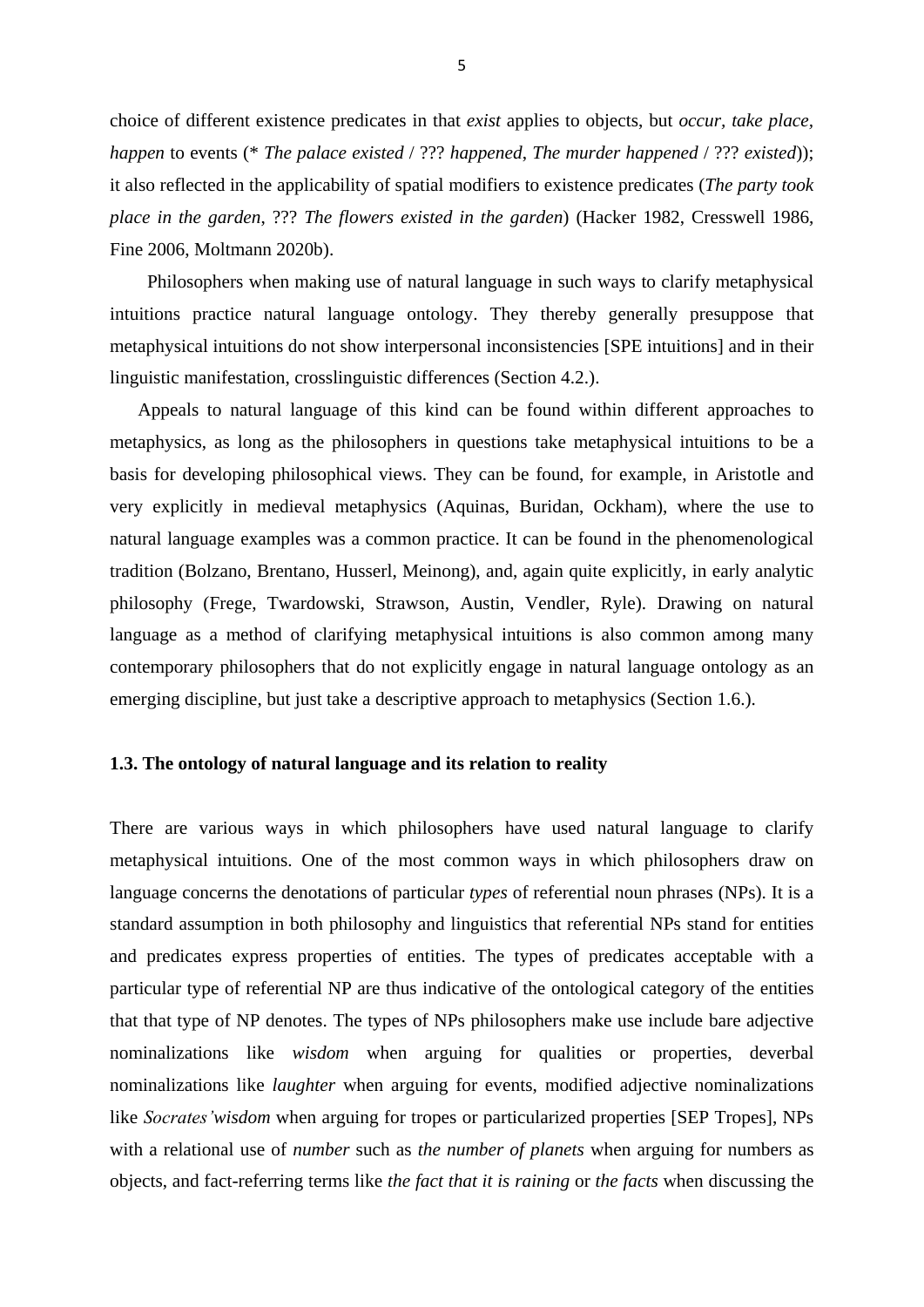choice of different existence predicates in that *exist* applies to objects, but *occur, take place, happen* to events (* *The palace existed* / ??? *happened, The murder happened* / ??? *existed*)); it also reflected in the applicability of spatial modifiers to existence predicates (*The party took place in the garden*, ??? *The flowers existed in the garden*) (Hacker 1982, Cresswell 1986, Fine 2006, Moltmann 2020b).

Philosophers when making use of natural language in such ways to clarify metaphysical intuitions practice natural language ontology. They thereby generally presuppose that metaphysical intuitions do not show interpersonal inconsistencies [SPE intuitions] and in their linguistic manifestation, crosslinguistic differences (Section 4.2.).

Appeals to natural language of this kind can be found within different approaches to metaphysics, as long as the philosophers in questions take metaphysical intuitions to be a basis for developing philosophical views. They can be found, for example, in Aristotle and very explicitly in medieval metaphysics (Aquinas, Buridan, Ockham), where the use to natural language examples was a common practice. It can be found in the phenomenological tradition (Bolzano, Brentano, Husserl, Meinong), and, again quite explicitly, in early analytic philosophy (Frege, Twardowski, Strawson, Austin, Vendler, Ryle). Drawing on natural language as a method of clarifying metaphysical intuitions is also common among many contemporary philosophers that do not explicitly engage in natural language ontology as an emerging discipline, but just take a descriptive approach to metaphysics (Section 1.6.).

### 1.3. The ontology of natural language and its relation to reality

There are various ways in which philosophers have used natural language to clarify metaphysical intuitions. One of the most common ways in which philosophers draw on language concerns the denotations of particular *types* of referential noun phrases (NPs). It is a standard assumption in both philosophy and linguistics that referential NPs stand for entities and predicates express properties of entities. The types of predicates acceptable with a particular type of referential NP are thus indicative of the ontological category of the entities that that type of NP denotes. The types of NPs philosophers make use include bare adjective nominalizations like *wisdom* when arguing for qualities or properties, deverbal nominalizations like *laughter* when arguing for events, modified adjective nominalizations like *Socrates'wisdom* when arguing for tropes or particularized properties [SEP Tropes], NPs with a relational use of *number* such as *the number of planets* when arguing for numbers as objects, and fact-referring terms like *the fact that it is raining* or *the facts* when discussing the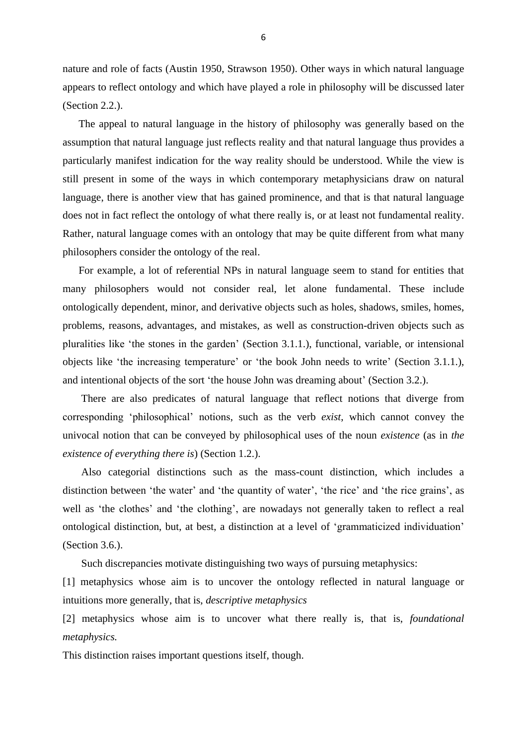nature and role of facts (Austin 1950, Strawson 1950). Other ways in which natural language appears to reflect ontology and which have played a role in philosophy will be discussed later (Section 2.2.).

The appeal to natural language in the history of philosophy was generally based on the assumption that natural language just reflects reality and that natural language thus provides a particularly manifest indication for the way reality should be understood. While the view is still present in some of the ways in which contemporary metaphysicians draw on natural language, there is another view that has gained prominence, and that is that natural language does not in fact reflect the ontology of what there really is, or at least not fundamental reality. Rather, natural language comes with an ontology that may be quite different from what many philosophers consider the ontology of the real.

For example, a lot of referential NPs in natural language seem to stand for entities that many philosophers would not consider real, let alone fundamental. These include ontologically dependent, minor, and derivative objects such as holes, shadows, smiles, homes, problems, reasons, advantages, and mistakes, as well as construction-driven objects such as pluralities like 'the stones in the garden' (Section 3.1.1.), functional, variable, or intensional objects like 'the increasing temperature' or 'the book John needs to write' (Section 3.1.1.), and intentional objects of the sort 'the house John was dreaming about' (Section 3.2.).

There are also predicates of natural language that reflect notions that diverge from corresponding 'philosophical' notions, such as the verb *exist*, which cannot convey the univocal notion that can be conveyed by philosophical uses of the noun *existence* (as in *the existence of everything there is*) (Section 1.2.).

Also categorial distinctions such as the mass-count distinction, which includes a distinction between 'the water' and 'the quantity of water', 'the rice' and 'the rice grains', as well as 'the clothes' and 'the clothing', are nowadays not generally taken to reflect a real ontological distinction, but, at best, a distinction at a level of 'grammaticized individuation' (Section 3.6.).

Such discrepancies motivate distinguishing two ways of pursuing metaphysics:

[1] metaphysics whose aim is to uncover the ontology reflected in natural language or intuitions more generally, that is, *descriptive metaphysics*

[2] metaphysics whose aim is to uncover what there really is, that is, *foundational metaphysics.*

This distinction raises important questions itself, though.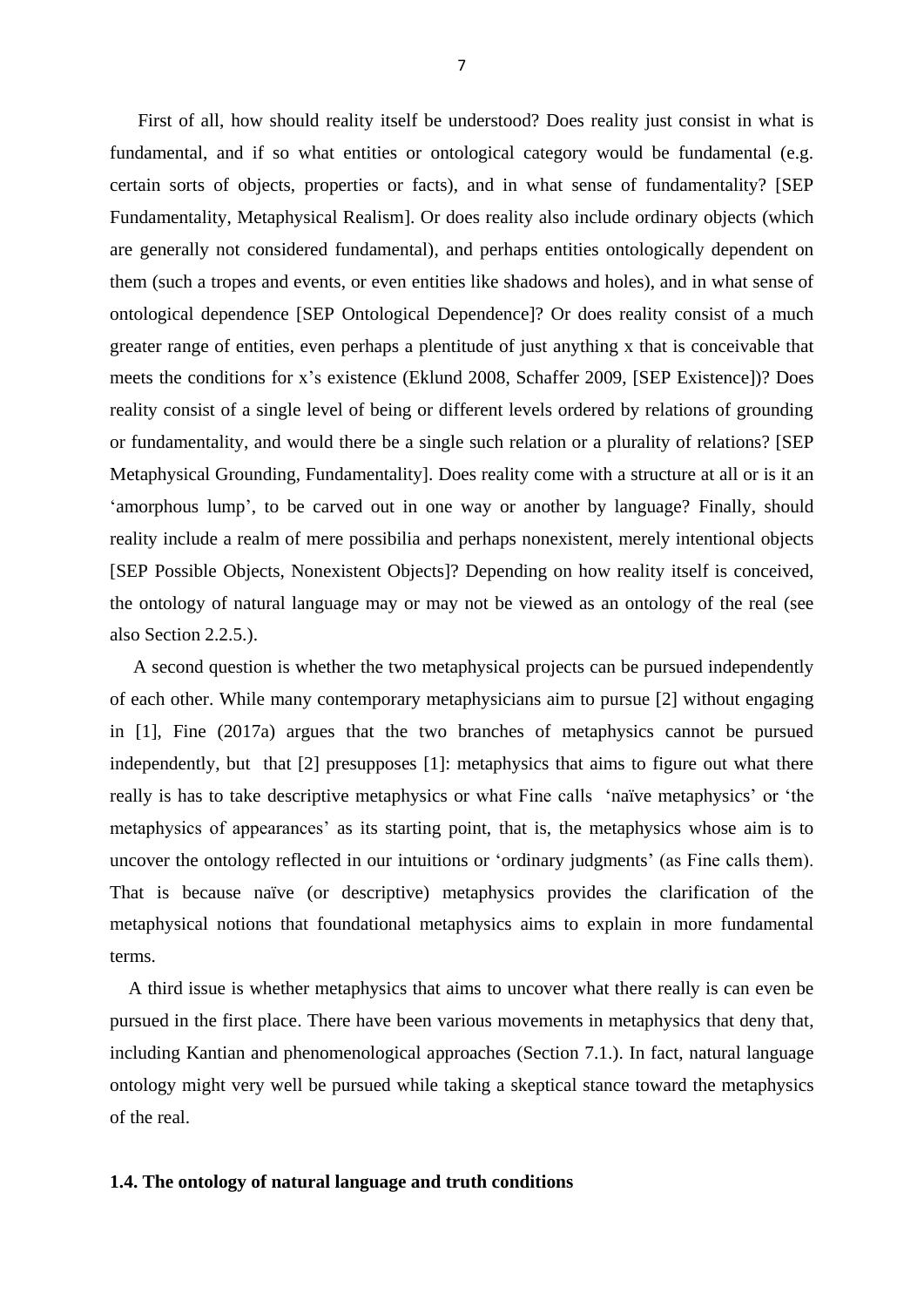First of all, how should reality itself be understood? Does reality just consist in what is fundamental, and if so what entities or ontological category would be fundamental (e.g. certain sorts of objects, properties or facts), and in what sense of fundamentality? [SEP Fundamentality, Metaphysical Realism]. Or does reality also include ordinary objects (which are generally not considered fundamental), and perhaps entities ontologically dependent on them (such a tropes and events, or even entities like shadows and holes), and in what sense of ontological dependence [SEP Ontological Dependence]? Or does reality consist of a much greater range of entities, even perhaps a plentitude of just anything x that is conceivable that meets the conditions for x's existence (Eklund 2008, Schaffer 2009, [SEP Existence])? Does reality consist of a single level of being or different levels ordered by relations of grounding or fundamentality, and would there be a single such relation or a plurality of relations? [SEP Metaphysical Grounding, Fundamentality]. Does reality come with a structure at all or is it an 'amorphous lump', to be carved out in one way or another by language? Finally, should reality include a realm of mere possibilia and perhaps nonexistent, merely intentional objects [SEP Possible Objects, Nonexistent Objects]? Depending on how reality itself is conceived, the ontology of natural language may or may not be viewed as an ontology of the real (see also Section 2.2.5.).

A second question is whether the two metaphysical projects can be pursued independently of each other. While many contemporary metaphysicians aim to pursue [2] without engaging in [1], Fine (2017a) argues that the two branches of metaphysics cannot be pursued independently, but that [2] presupposes [1]: metaphysics that aims to figure out what there really is has to take descriptive metaphysics or what Fine calls 'naïve metaphysics' or 'the metaphysics of appearances' as its starting point, that is, the metaphysics whose aim is to uncover the ontology reflected in our intuitions or 'ordinary judgments' (as Fine calls them). That is because naïve (or descriptive) metaphysics provides the clarification of the metaphysical notions that foundational metaphysics aims to explain in more fundamental terms.

A third issue is whether metaphysics that aims to uncover what there really is can even be pursued in the first place. There have been various movements in metaphysics that deny that, including Kantian and phenomenological approaches (Section 7.1.). In fact, natural language ontology might very well be pursued while taking a skeptical stance toward the metaphysics of the real.

### 1.4. The ontology of natural language and truth conditions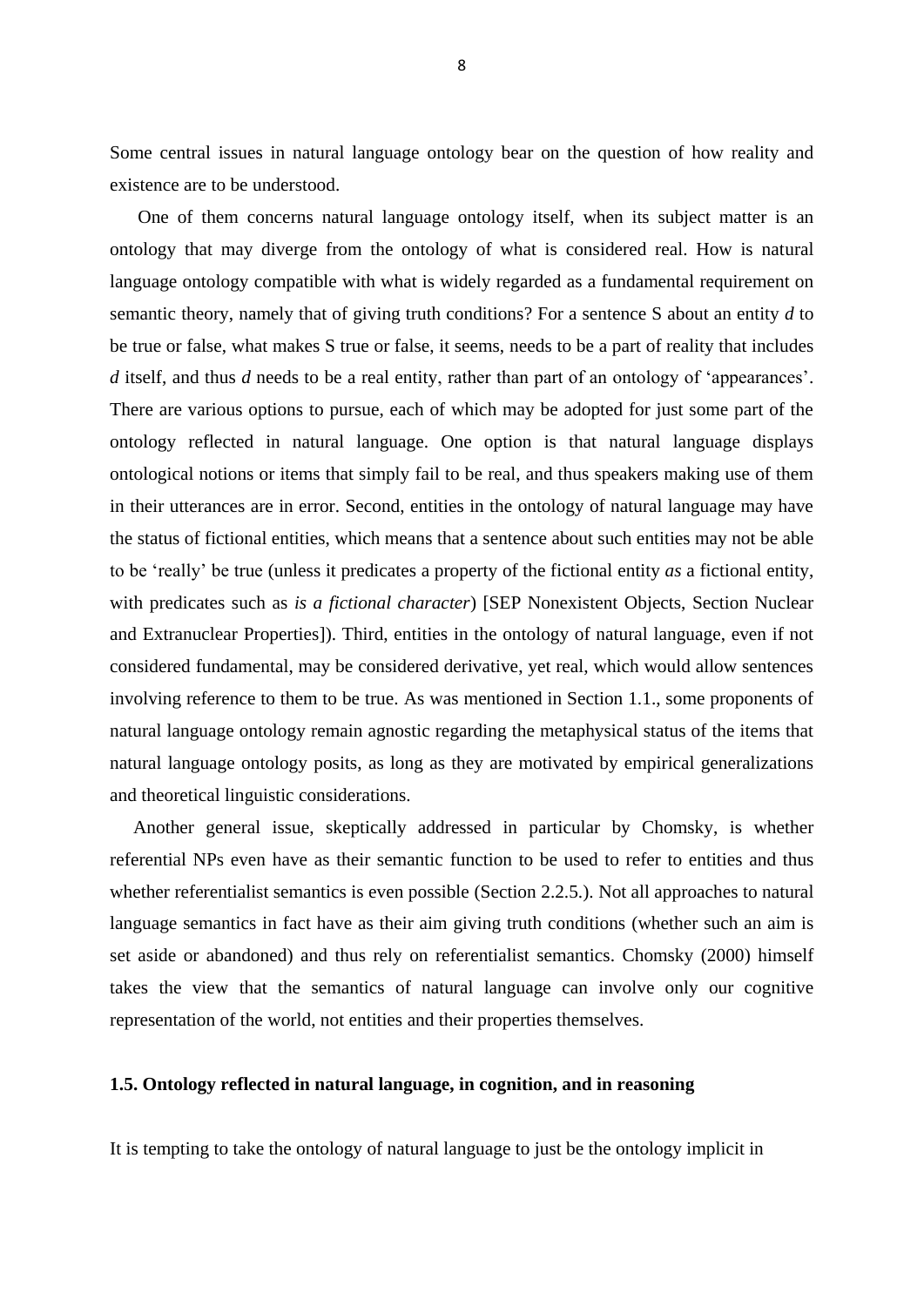Some central issues in natural language ontology bear on the question of how reality and existence are to be understood.

One of them concerns natural language ontology itself, when its subject matter is an ontology that may diverge from the ontology of what is considered real. How is natural language ontology compatible with what is widely regarded as a fundamental requirement on semantic theory, namely that of giving truth conditions? For a sentence S about an entity *d* to be true or false, what makes S true or false, it seems, needs to be a part of reality that includes *d* itself, and thus *d* needs to be a real entity, rather than part of an ontology of 'appearances'. There are various options to pursue, each of which may be adopted for just some part of the ontology reflected in natural language. One option is that natural language displays ontological notions or items that simply fail to be real, and thus speakers making use of them in their utterances are in error. Second, entities in the ontology of natural language may have the status of fictional entities, which means that a sentence about such entities may not be able to be 'really' be true (unless it predicates a property of the fictional entity *as* a fictional entity, with predicates such as *is a fictional character*) [SEP Nonexistent Objects, Section Nuclear and Extranuclear Properties]). Third, entities in the ontology of natural language, even if not considered fundamental, may be considered derivative, yet real, which would allow sentences involving reference to them to be true. As was mentioned in Section 1.1., some proponents of natural language ontology remain agnostic regarding the metaphysical status of the items that natural language ontology posits, as long as they are motivated by empirical generalizations and theoretical linguistic considerations.

Another general issue, skeptically addressed in particular by Chomsky, is whether referential NPs even have as their semantic function to be used to refer to entities and thus whether referentialist semantics is even possible (Section 2.2.5.). Not all approaches to natural language semantics in fact have as their aim giving truth conditions (whether such an aim is set aside or abandoned) and thus rely on referentialist semantics. Chomsky (2000) himself takes the view that the semantics of natural language can involve only our cognitive representation of the world, not entities and their properties themselves.

### 1.5. Ontology reflected in natural language, in cognition, and in reasoning

It is tempting to take the ontology of natural language to just be the ontology implicit in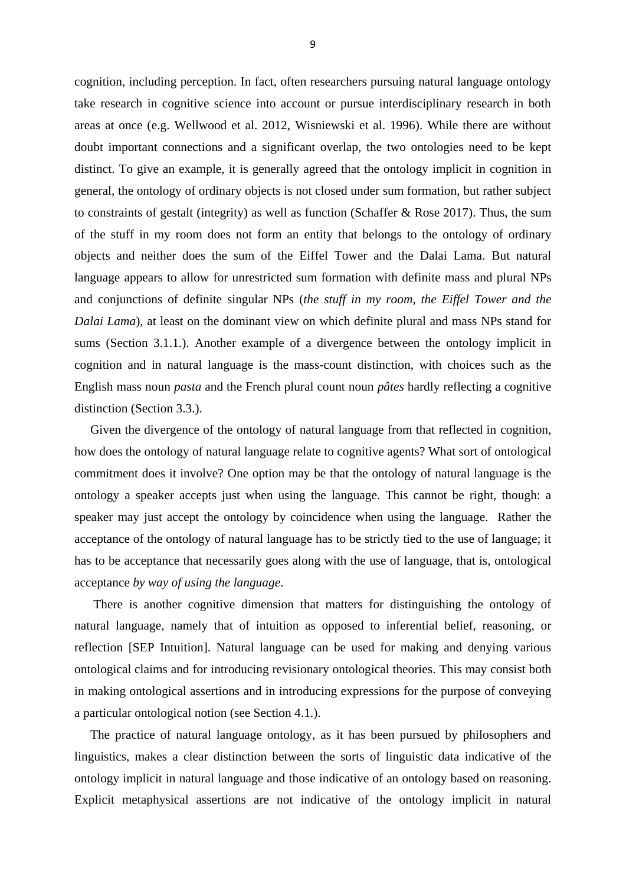cognition, including perception. In fact, often researchers pursuing natural language ontology take research in cognitive science into account or pursue interdisciplinary research in both areas at once (e.g. Wellwood et al. 2012, Wisniewski et al. 1996). While there are without doubt important connections and a significant overlap, the two ontologies need to be kept distinct. To give an example, it is generally agreed that the ontology implicit in cognition in general, the ontology of ordinary objects is not closed under sum formation, but rather subject to constraints of gestalt (integrity) as well as function (Schaffer & Rose 2017). Thus, the sum of the stuff in my room does not form an entity that belongs to the ontology of ordinary objects and neither does the sum of the Eiffel Tower and the Dalai Lama. But natural language appears to allow for unrestricted sum formation with definite mass and plural NPs and conjunctions of definite singular NPs (*the stuff in my room*, *the Eiffel Tower and the Dalai Lama*), at least on the dominant view on which definite plural and mass NPs stand for sums (Section 3.1.1.). Another example of a divergence between the ontology implicit in cognition and in natural language is the mass-count distinction, with choices such as the English mass noun *pasta* and the French plural count noun *pâtes* hardly reflecting a cognitive distinction (Section 3.3.).

Given the divergence of the ontology of natural language from that reflected in cognition, how does the ontology of natural language relate to cognitive agents? What sort of ontological commitment does it involve? One option may be that the ontology of natural language is the ontology a speaker accepts just when using the language. This cannot be right, though: a speaker may just accept the ontology by coincidence when using the language. Rather the acceptance of the ontology of natural language has to be strictly tied to the use of language; it has to be acceptance that necessarily goes along with the use of language, that is, ontological acceptance *by way of using the language*.

There is another cognitive dimension that matters for distinguishing the ontology of natural language, namely that of intuition as opposed to inferential belief, reasoning, or reflection [SEP Intuition]. Natural language can be used for making and denying various ontological claims and for introducing revisionary ontological theories. This may consist both in making ontological assertions and in introducing expressions for the purpose of conveying a particular ontological notion (see Section 4.1.).

The practice of natural language ontology, as it has been pursued by philosophers and linguistics, makes a clear distinction between the sorts of linguistic data indicative of the ontology implicit in natural language and those indicative of an ontology based on reasoning. Explicit metaphysical assertions are not indicative of the ontology implicit in natural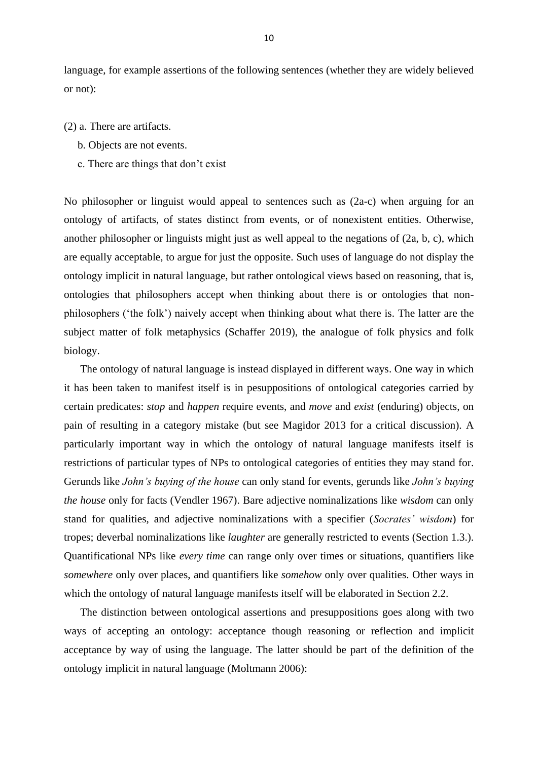language, for example assertions of the following sentences (whether they are widely believed or not):

(2) a. There are artifacts.
    b. Objects are not events.
    c. There are things that don't exist

No philosopher or linguist would appeal to sentences such as (2a-c) when arguing for an ontology of artifacts, of states distinct from events, or of nonexistent entities. Otherwise, another philosopher or linguists might just as well appeal to the negations of (2a, b, c), which are equally acceptable, to argue for just the opposite. Such uses of language do not display the ontology implicit in natural language, but rather ontological views based on reasoning, that is, ontologies that philosophers accept when thinking about there is or ontologies that non-philosophers ('the folk') naively accept when thinking about what there is. The latter are the subject matter of folk metaphysics (Schaffer 2019), the analogue of folk physics and folk biology.

The ontology of natural language is instead displayed in different ways. One way in which it has been taken to manifest itself is in pesuppositions of ontological categories carried by certain predicates: *stop* and *happen* require events, and *move* and *exist* (enduring) objects, on pain of resulting in a category mistake (but see Magidor 2013 for a critical discussion). A particularly important way in which the ontology of natural language manifests itself is restrictions of particular types of NPs to ontological categories of entities they may stand for. Gerunds like *John's buying of the house* can only stand for events, gerunds like *John's buying the house* only for facts (Vendler 1967). Bare adjective nominalizations like *wisdom* can only stand for qualities, and adjective nominalizations with a specifier (*Socrates' wisdom*) for tropes; deverbal nominalizations like *laughter* are generally restricted to events (Section 1.3.). Quantificational NPs like *every time* can range only over times or situations, quantifiers like *somewhere* only over places, and quantifiers like *somehow* only over qualities. Other ways in which the ontology of natural language manifests itself will be elaborated in Section 2.2.

The distinction between ontological assertions and presuppositions goes along with two ways of accepting an ontology: acceptance though reasoning or reflection and implicit acceptance by way of using the language. The latter should be part of the definition of the ontology implicit in natural language (Moltmann 2006):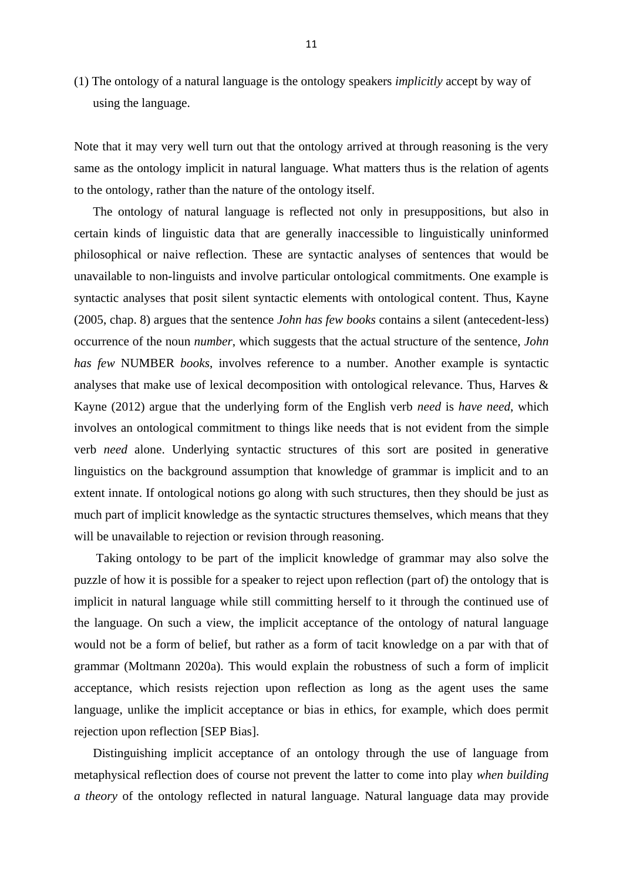(1) The ontology of a natural language is the ontology speakers *implicitly* accept by way of using the language.

Note that it may very well turn out that the ontology arrived at through reasoning is the very same as the ontology implicit in natural language. What matters thus is the relation of agents to the ontology, rather than the nature of the ontology itself.

The ontology of natural language is reflected not only in presuppositions, but also in certain kinds of linguistic data that are generally inaccessible to linguistically uninformed philosophical or naive reflection. These are syntactic analyses of sentences that would be unavailable to non-linguists and involve particular ontological commitments. One example is syntactic analyses that posit silent syntactic elements with ontological content. Thus, Kayne (2005, chap. 8) argues that the sentence *John has few books* contains a silent (antecedent-less) occurrence of the noun *number*, which suggests that the actual structure of the sentence, *John has few* NUMBER *books*, involves reference to a number. Another example is syntactic analyses that make use of lexical decomposition with ontological relevance. Thus, Harves & Kayne (2012) argue that the underlying form of the English verb *need* is *have need*, which involves an ontological commitment to things like needs that is not evident from the simple verb *need* alone. Underlying syntactic structures of this sort are posited in generative linguistics on the background assumption that knowledge of grammar is implicit and to an extent innate. If ontological notions go along with such structures, then they should be just as much part of implicit knowledge as the syntactic structures themselves, which means that they will be unavailable to rejection or revision through reasoning.

Taking ontology to be part of the implicit knowledge of grammar may also solve the puzzle of how it is possible for a speaker to reject upon reflection (part of) the ontology that is implicit in natural language while still committing herself to it through the continued use of the language. On such a view, the implicit acceptance of the ontology of natural language would not be a form of belief, but rather as a form of tacit knowledge on a par with that of grammar (Moltmann 2020a). This would explain the robustness of such a form of implicit acceptance, which resists rejection upon reflection as long as the agent uses the same language, unlike the implicit acceptance or bias in ethics, for example, which does permit rejection upon reflection [SEP Bias].

Distinguishing implicit acceptance of an ontology through the use of language from metaphysical reflection does of course not prevent the latter to come into play *when building a theory* of the ontology reflected in natural language. Natural language data may provide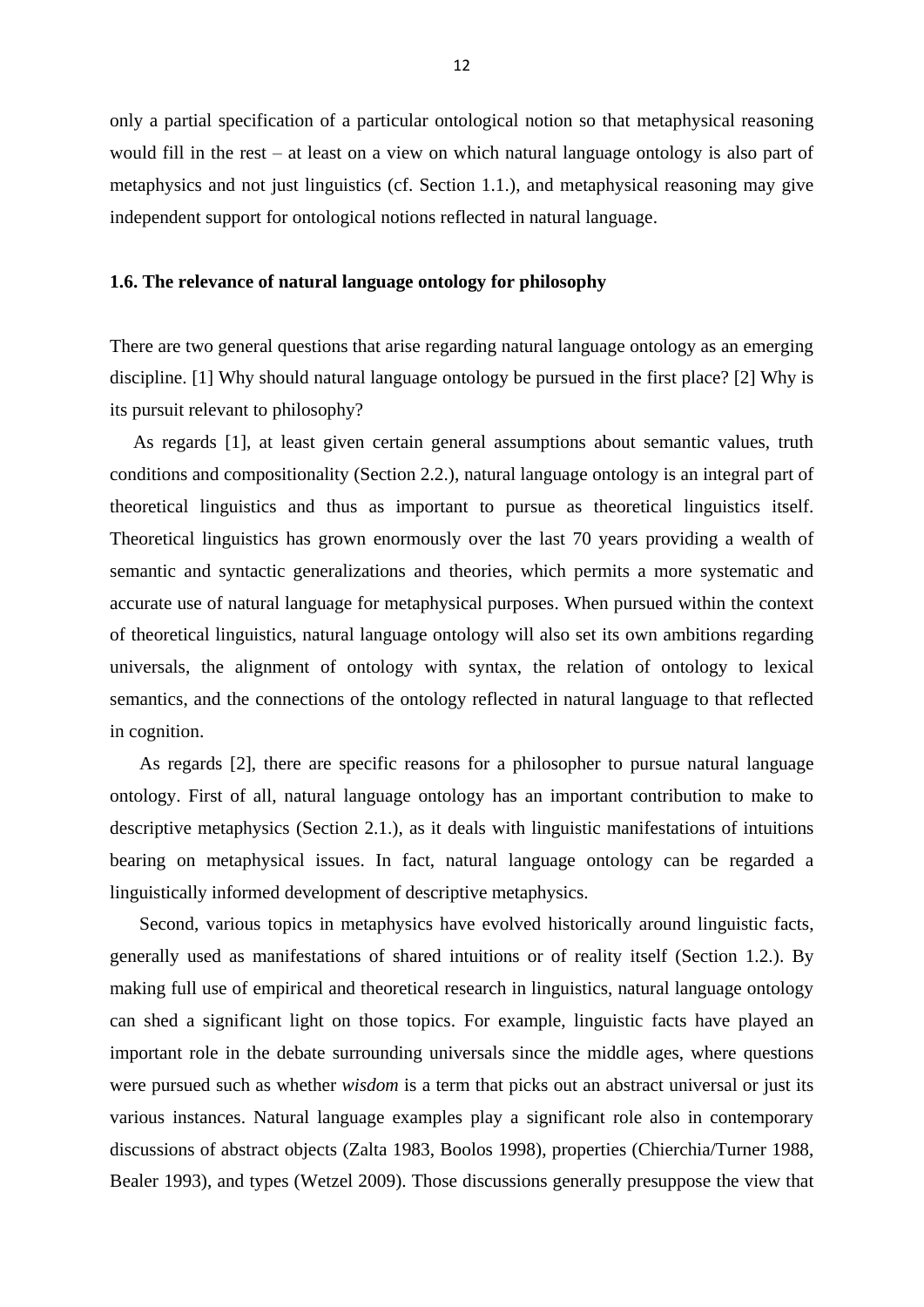only a partial specification of a particular ontological notion so that metaphysical reasoning would fill in the rest – at least on a view on which natural language ontology is also part of metaphysics and not just linguistics (cf. Section 1.1.), and metaphysical reasoning may give independent support for ontological notions reflected in natural language.

### 1.6. The relevance of natural language ontology for philosophy

There are two general questions that arise regarding natural language ontology as an emerging discipline. [1] Why should natural language ontology be pursued in the first place? [2] Why is its pursuit relevant to philosophy?

As regards [1], at least given certain general assumptions about semantic values, truth conditions and compositionality (Section 2.2.), natural language ontology is an integral part of theoretical linguistics and thus as important to pursue as theoretical linguistics itself. Theoretical linguistics has grown enormously over the last 70 years providing a wealth of semantic and syntactic generalizations and theories, which permits a more systematic and accurate use of natural language for metaphysical purposes. When pursued within the context of theoretical linguistics, natural language ontology will also set its own ambitions regarding universals, the alignment of ontology with syntax, the relation of ontology to lexical semantics, and the connections of the ontology reflected in natural language to that reflected in cognition.

As regards [2], there are specific reasons for a philosopher to pursue natural language ontology. First of all, natural language ontology has an important contribution to make to descriptive metaphysics (Section 2.1.), as it deals with linguistic manifestations of intuitions bearing on metaphysical issues. In fact, natural language ontology can be regarded a linguistically informed development of descriptive metaphysics.

Second, various topics in metaphysics have evolved historically around linguistic facts, generally used as manifestations of shared intuitions or of reality itself (Section 1.2.). By making full use of empirical and theoretical research in linguistics, natural language ontology can shed a significant light on those topics. For example, linguistic facts have played an important role in the debate surrounding universals since the middle ages, where questions were pursued such as whether *wisdom* is a term that picks out an abstract universal or just its various instances. Natural language examples play a significant role also in contemporary discussions of abstract objects (Zalta 1983, Boolos 1998), properties (Chierchia/Turner 1988, Bealer 1993), and types (Wetzel 2009). Those discussions generally presuppose the view that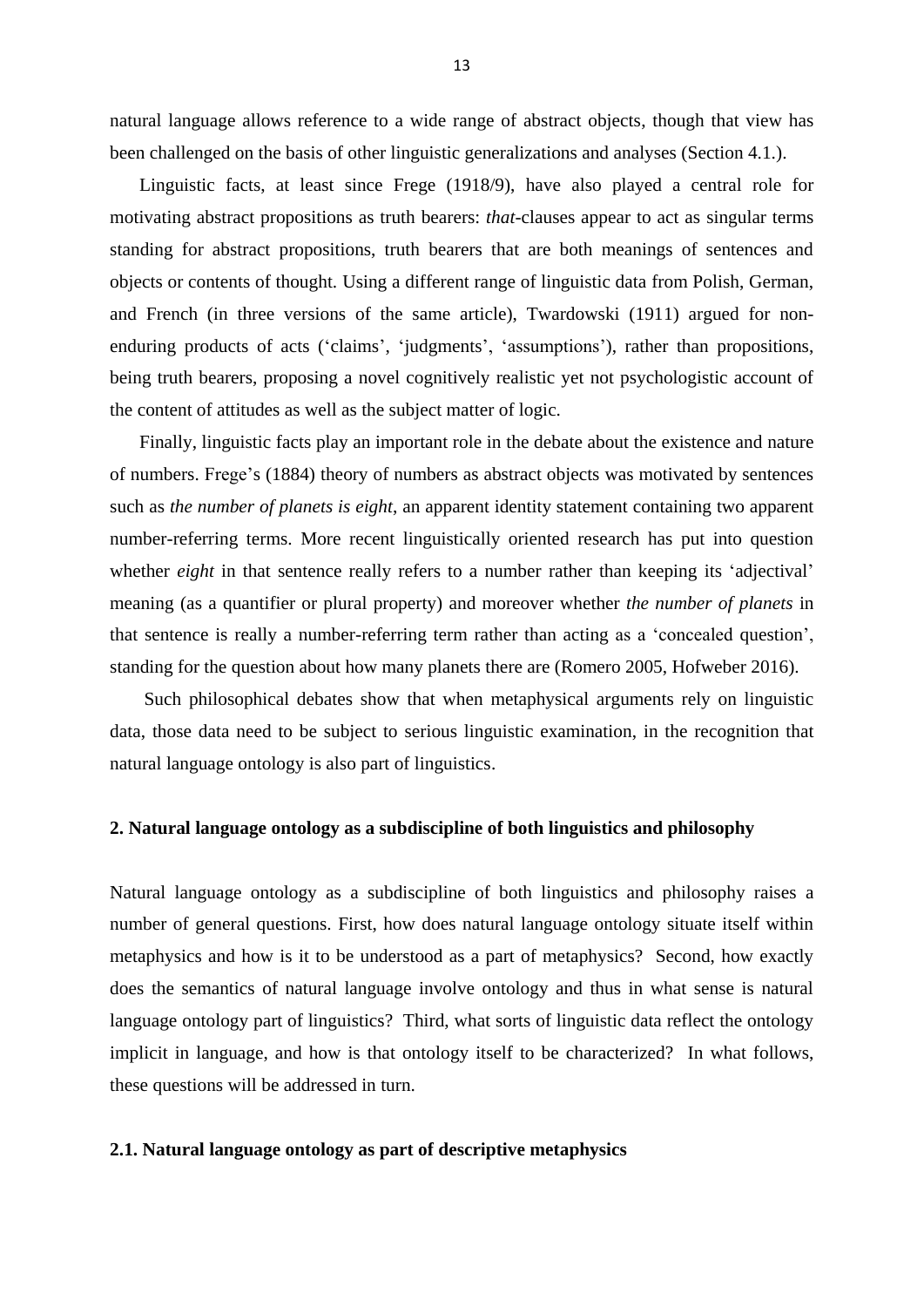natural language allows reference to a wide range of abstract objects, though that view has been challenged on the basis of other linguistic generalizations and analyses (Section 4.1.).

Linguistic facts, at least since Frege (1918/9), have also played a central role for motivating abstract propositions as truth bearers: *that*-clauses appear to act as singular terms standing for abstract propositions, truth bearers that are both meanings of sentences and objects or contents of thought. Using a different range of linguistic data from Polish, German, and French (in three versions of the same article), Twardowski (1911) argued for non-enduring products of acts ('claims', 'judgments', 'assumptions'), rather than propositions, being truth bearers, proposing a novel cognitively realistic yet not psychologistic account of the content of attitudes as well as the subject matter of logic.

Finally, linguistic facts play an important role in the debate about the existence and nature of numbers. Frege's (1884) theory of numbers as abstract objects was motivated by sentences such as *the number of planets is eight*, an apparent identity statement containing two apparent number-referring terms. More recent linguistically oriented research has put into question whether *eight* in that sentence really refers to a number rather than keeping its 'adjectival' meaning (as a quantifier or plural property) and moreover whether *the number of planets* in that sentence is really a number-referring term rather than acting as a 'concealed question', standing for the question about how many planets there are (Romero 2005, Hofweber 2016).

Such philosophical debates show that when metaphysical arguments rely on linguistic data, those data need to be subject to serious linguistic examination, in the recognition that natural language ontology is also part of linguistics.

## 2. Natural language ontology as a subdiscipline of both linguistics and philosophy

Natural language ontology as a subdiscipline of both linguistics and philosophy raises a number of general questions. First, how does natural language ontology situate itself within metaphysics and how is it to be understood as a part of metaphysics? Second, how exactly does the semantics of natural language involve ontology and thus in what sense is natural language ontology part of linguistics? Third, what sorts of linguistic data reflect the ontology implicit in language, and how is that ontology itself to be characterized? In what follows, these questions will be addressed in turn.

### 2.1. Natural language ontology as part of descriptive metaphysics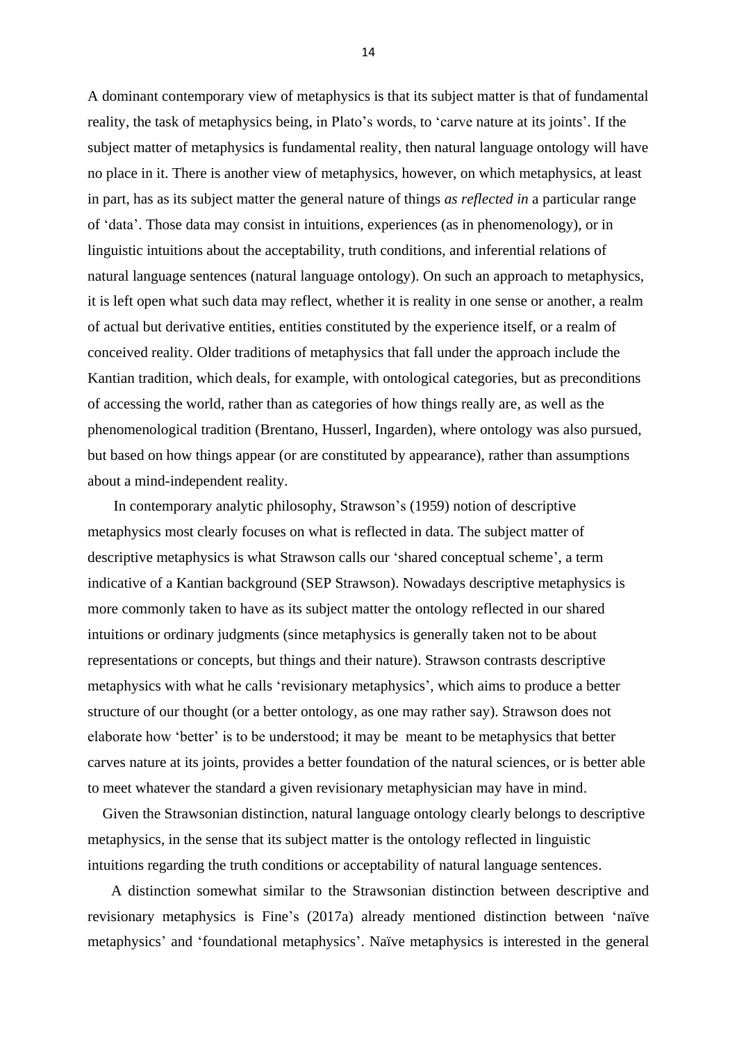A dominant contemporary view of metaphysics is that its subject matter is that of fundamental reality, the task of metaphysics being, in Plato's words, to 'carve nature at its joints'. If the subject matter of metaphysics is fundamental reality, then natural language ontology will have no place in it. There is another view of metaphysics, however, on which metaphysics, at least in part, has as its subject matter the general nature of things *as reflected in* a particular range of 'data'. Those data may consist in intuitions, experiences (as in phenomenology), or in linguistic intuitions about the acceptability, truth conditions, and inferential relations of natural language sentences (natural language ontology). On such an approach to metaphysics, it is left open what such data may reflect, whether it is reality in one sense or another, a realm of actual but derivative entities, entities constituted by the experience itself, or a realm of conceived reality. Older traditions of metaphysics that fall under the approach include the Kantian tradition, which deals, for example, with ontological categories, but as preconditions of accessing the world, rather than as categories of how things really are, as well as the phenomenological tradition (Brentano, Husserl, Ingarden), where ontology was also pursued, but based on how things appear (or are constituted by appearance), rather than assumptions about a mind-independent reality.

In contemporary analytic philosophy, Strawson's (1959) notion of descriptive metaphysics most clearly focuses on what is reflected in data. The subject matter of descriptive metaphysics is what Strawson calls our 'shared conceptual scheme', a term indicative of a Kantian background (SEP Strawson). Nowadays descriptive metaphysics is more commonly taken to have as its subject matter the ontology reflected in our shared intuitions or ordinary judgments (since metaphysics is generally taken not to be about representations or concepts, but things and their nature). Strawson contrasts descriptive metaphysics with what he calls 'revisionary metaphysics', which aims to produce a better structure of our thought (or a better ontology, as one may rather say). Strawson does not elaborate how 'better' is to be understood; it may be meant to be metaphysics that better carves nature at its joints, provides a better foundation of the natural sciences, or is better able to meet whatever the standard a given revisionary metaphysician may have in mind.

Given the Strawsonian distinction, natural language ontology clearly belongs to descriptive metaphysics, in the sense that its subject matter is the ontology reflected in linguistic intuitions regarding the truth conditions or acceptability of natural language sentences.

A distinction somewhat similar to the Strawsonian distinction between descriptive and revisionary metaphysics is Fine's (2017a) already mentioned distinction between 'naïve metaphysics' and 'foundational metaphysics'. Naïve metaphysics is interested in the general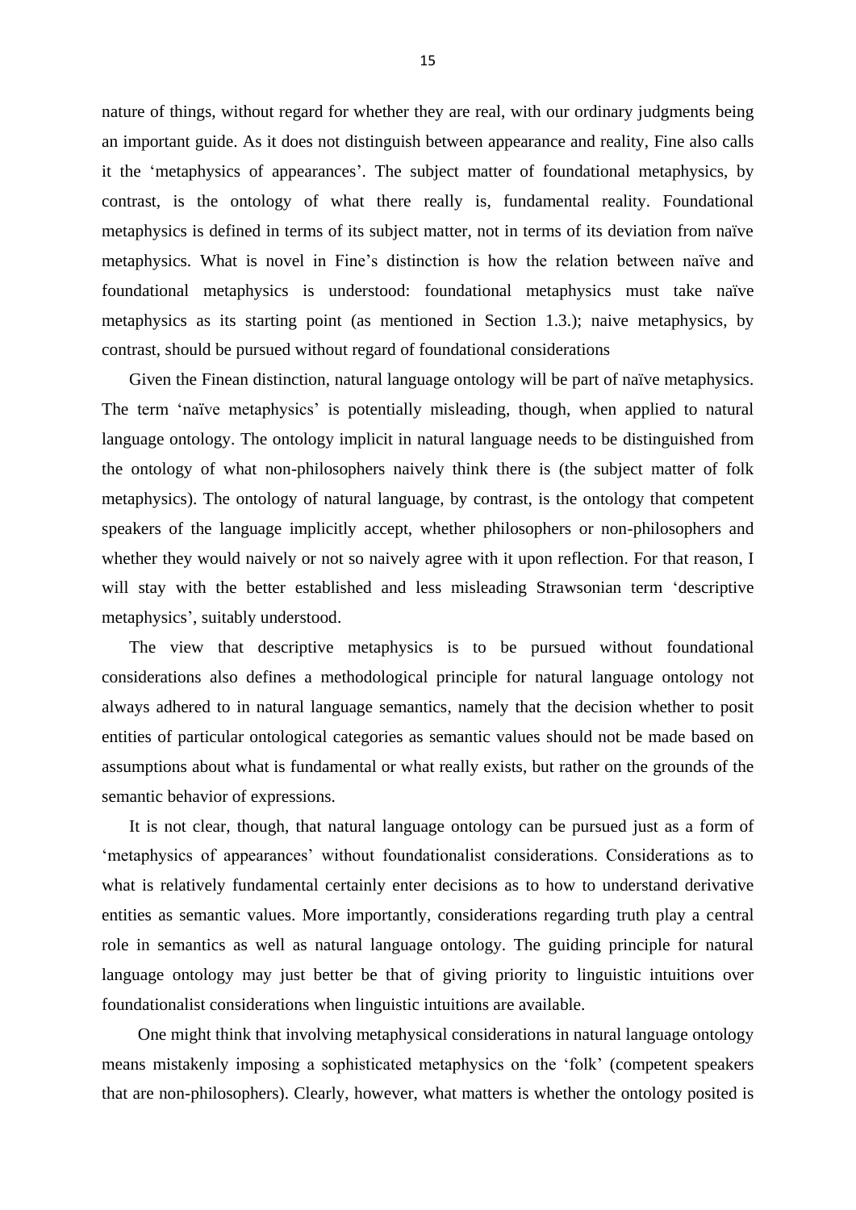nature of things, without regard for whether they are real, with our ordinary judgments being an important guide. As it does not distinguish between appearance and reality, Fine also calls it the 'metaphysics of appearances'. The subject matter of foundational metaphysics, by contrast, is the ontology of what there really is, fundamental reality. Foundational metaphysics is defined in terms of its subject matter, not in terms of its deviation from naïve metaphysics. What is novel in Fine's distinction is how the relation between naïve and foundational metaphysics is understood: foundational metaphysics must take naïve metaphysics as its starting point (as mentioned in Section 1.3.); naive metaphysics, by contrast, should be pursued without regard of foundational considerations

Given the Finean distinction, natural language ontology will be part of naïve metaphysics. The term 'naïve metaphysics' is potentially misleading, though, when applied to natural language ontology. The ontology implicit in natural language needs to be distinguished from the ontology of what non-philosophers naively think there is (the subject matter of folk metaphysics). The ontology of natural language, by contrast, is the ontology that competent speakers of the language implicitly accept, whether philosophers or non-philosophers and whether they would naively or not so naively agree with it upon reflection. For that reason, I will stay with the better established and less misleading Strawsonian term 'descriptive metaphysics', suitably understood.

The view that descriptive metaphysics is to be pursued without foundational considerations also defines a methodological principle for natural language ontology not always adhered to in natural language semantics, namely that the decision whether to posit entities of particular ontological categories as semantic values should not be made based on assumptions about what is fundamental or what really exists, but rather on the grounds of the semantic behavior of expressions.

It is not clear, though, that natural language ontology can be pursued just as a form of 'metaphysics of appearances' without foundationalist considerations. Considerations as to what is relatively fundamental certainly enter decisions as to how to understand derivative entities as semantic values. More importantly, considerations regarding truth play a central role in semantics as well as natural language ontology. The guiding principle for natural language ontology may just better be that of giving priority to linguistic intuitions over foundationalist considerations when linguistic intuitions are available.

One might think that involving metaphysical considerations in natural language ontology means mistakenly imposing a sophisticated metaphysics on the 'folk' (competent speakers that are non-philosophers). Clearly, however, what matters is whether the ontology posited is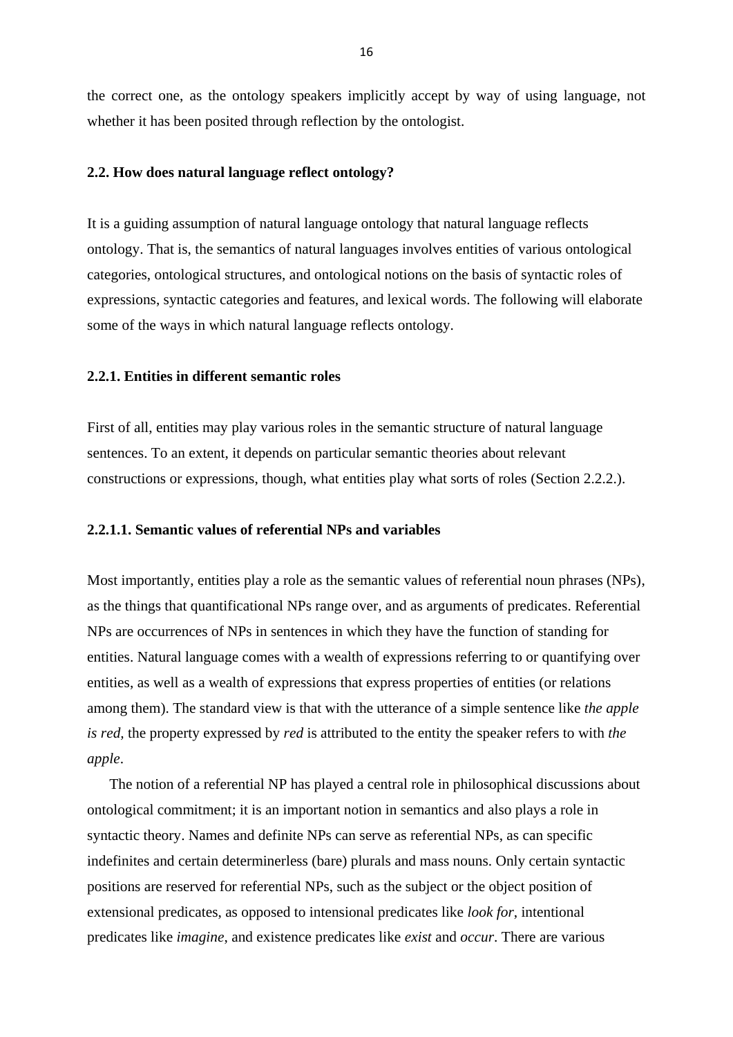the correct one, as the ontology speakers implicitly accept by way of using language, not whether it has been posited through reflection by the ontologist.

### 2.2. How does natural language reflect ontology?

It is a guiding assumption of natural language ontology that natural language reflects ontology. That is, the semantics of natural languages involves entities of various ontological categories, ontological structures, and ontological notions on the basis of syntactic roles of expressions, syntactic categories and features, and lexical words. The following will elaborate some of the ways in which natural language reflects ontology.

#### 2.2.1. Entities in different semantic roles

First of all, entities may play various roles in the semantic structure of natural language sentences. To an extent, it depends on particular semantic theories about relevant constructions or expressions, though, what entities play what sorts of roles (Section 2.2.2.).

##### 2.2.1.1. Semantic values of referential NPs and variables

Most importantly, entities play a role as the semantic values of referential noun phrases (NPs), as the things that quantificational NPs range over, and as arguments of predicates. Referential NPs are occurrences of NPs in sentences in which they have the function of standing for entities. Natural language comes with a wealth of expressions referring to or quantifying over entities, as well as a wealth of expressions that express properties of entities (or relations among them). The standard view is that with the utterance of a simple sentence like *the apple is red*, the property expressed by *red* is attributed to the entity the speaker refers to with *the apple*.

The notion of a referential NP has played a central role in philosophical discussions about ontological commitment; it is an important notion in semantics and also plays a role in syntactic theory. Names and definite NPs can serve as referential NPs, as can specific indefinites and certain determinerless (bare) plurals and mass nouns. Only certain syntactic positions are reserved for referential NPs, such as the subject or the object position of extensional predicates, as opposed to intensional predicates like *look for*, intentional predicates like *imagine*, and existence predicates like *exist* and *occur*. There are various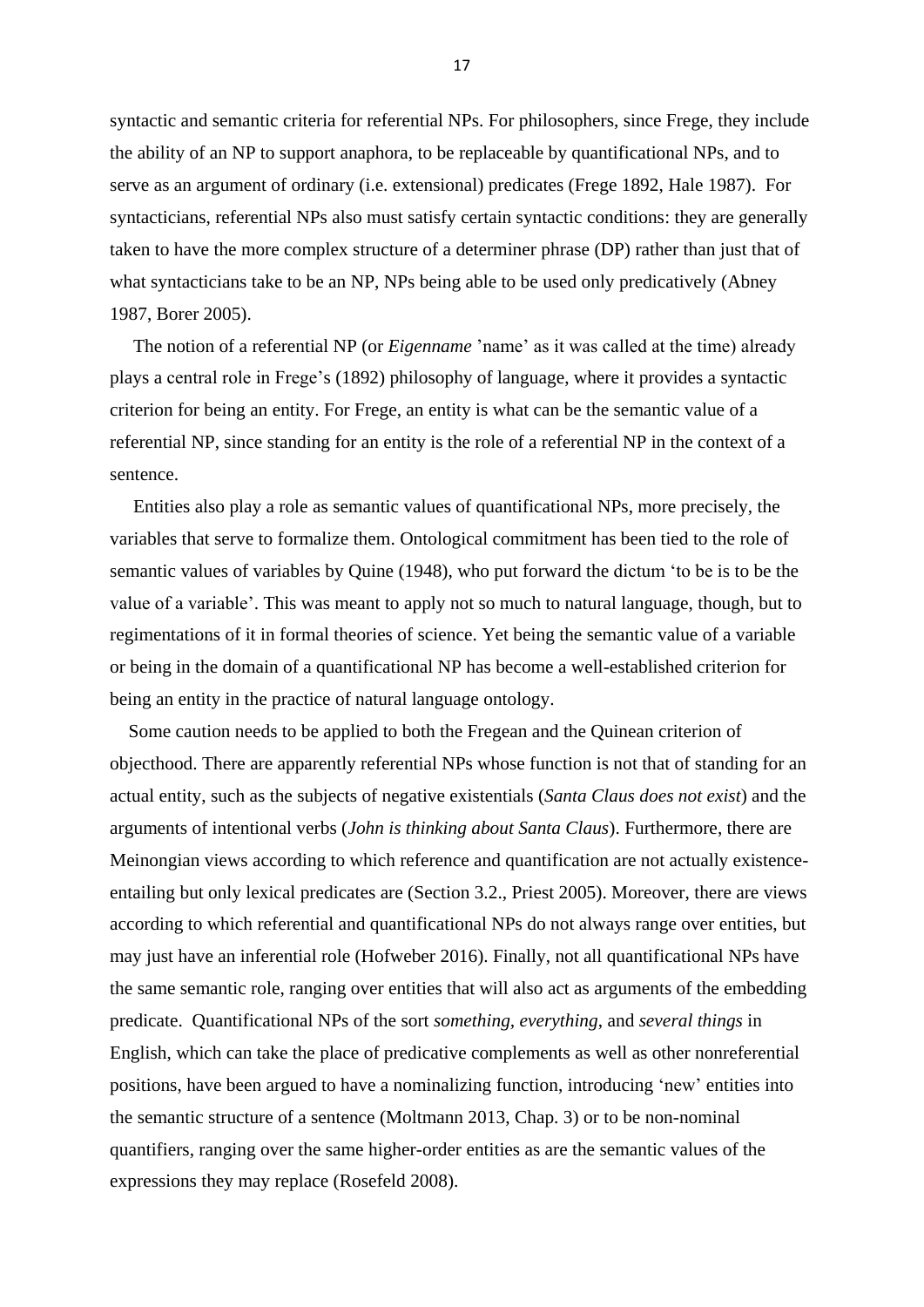syntactic and semantic criteria for referential NPs. For philosophers, since Frege, they include the ability of an NP to support anaphora, to be replaceable by quantificational NPs, and to serve as an argument of ordinary (i.e. extensional) predicates (Frege 1892, Hale 1987). For syntacticians, referential NPs also must satisfy certain syntactic conditions: they are generally taken to have the more complex structure of a determiner phrase (DP) rather than just that of what syntacticians take to be an NP, NPs being able to be used only predicatively (Abney 1987, Borer 2005).

The notion of a referential NP (or *Eigenname* 'name' as it was called at the time) already plays a central role in Frege's (1892) philosophy of language, where it provides a syntactic criterion for being an entity. For Frege, an entity is what can be the semantic value of a referential NP, since standing for an entity is the role of a referential NP in the context of a sentence.

Entities also play a role as semantic values of quantificational NPs, more precisely, the variables that serve to formalize them. Ontological commitment has been tied to the role of semantic values of variables by Quine (1948), who put forward the dictum 'to be is to be the value of a variable'. This was meant to apply not so much to natural language, though, but to regimentations of it in formal theories of science. Yet being the semantic value of a variable or being in the domain of a quantificational NP has become a well-established criterion for being an entity in the practice of natural language ontology.

Some caution needs to be applied to both the Fregean and the Quinean criterion of objecthood. There are apparently referential NPs whose function is not that of standing for an actual entity, such as the subjects of negative existentials (*Santa Claus does not exist*) and the arguments of intentional verbs (*John is thinking about Santa Claus*). Furthermore, there are Meinongian views according to which reference and quantification are not actually existence-entailing but only lexical predicates are (Section 3.2., Priest 2005). Moreover, there are views according to which referential and quantificational NPs do not always range over entities, but may just have an inferential role (Hofweber 2016). Finally, not all quantificational NPs have the same semantic role, ranging over entities that will also act as arguments of the embedding predicate. Quantificational NPs of the sort *something*, *everything*, and *several things* in English, which can take the place of predicative complements as well as other nonreferential positions, have been argued to have a nominalizing function, introducing 'new' entities into the semantic structure of a sentence (Moltmann 2013, Chap. 3) or to be non-nominal quantifiers, ranging over the same higher-order entities as are the semantic values of the expressions they may replace (Rosefeld 2008).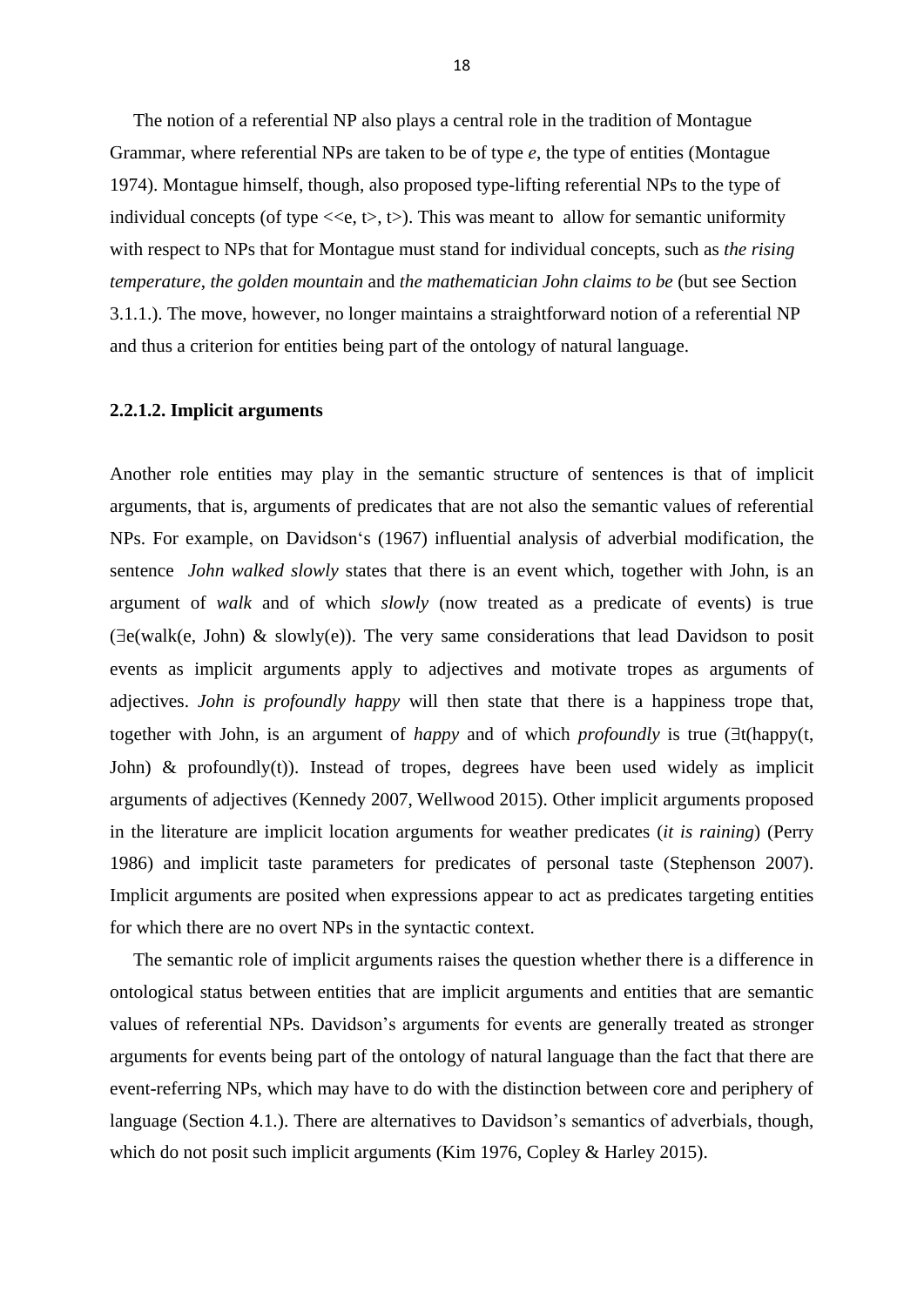The notion of a referential NP also plays a central role in the tradition of Montague Grammar, where referential NPs are taken to be of type *e*, the type of entities (Montague 1974). Montague himself, though, also proposed type-lifting referential NPs to the type of individual concepts (of type <<e, t>, t>). This was meant to allow for semantic uniformity with respect to NPs that for Montague must stand for individual concepts, such as *the rising temperature*, *the golden mountain* and *the mathematician John claims to be* (but see Section 3.1.1.). The move, however, no longer maintains a straightforward notion of a referential NP and thus a criterion for entities being part of the ontology of natural language.

#### 2.2.1.2. Implicit arguments

Another role entities may play in the semantic structure of sentences is that of implicit arguments, that is, arguments of predicates that are not also the semantic values of referential NPs. For example, on Davidson's (1967) influential analysis of adverbial modification, the sentence *John walked slowly* states that there is an event which, together with John, is an argument of *walk* and of which *slowly* (now treated as a predicate of events) is true (∃e(walk(e, John) & slowly(e)). The very same considerations that lead Davidson to posit events as implicit arguments apply to adjectives and motivate tropes as arguments of adjectives. *John is profoundly happy* will then state that there is a happiness trope that, together with John, is an argument of *happy* and of which *profoundly* is true (∃t(happy(t, John) & profoundly(t)). Instead of tropes, degrees have been used widely as implicit arguments of adjectives (Kennedy 2007, Wellwood 2015). Other implicit arguments proposed in the literature are implicit location arguments for weather predicates (*it is raining*) (Perry 1986) and implicit taste parameters for predicates of personal taste (Stephenson 2007). Implicit arguments are posited when expressions appear to act as predicates targeting entities for which there are no overt NPs in the syntactic context.

The semantic role of implicit arguments raises the question whether there is a difference in ontological status between entities that are implicit arguments and entities that are semantic values of referential NPs. Davidson's arguments for events are generally treated as stronger arguments for events being part of the ontology of natural language than the fact that there are event-referring NPs, which may have to do with the distinction between core and periphery of language (Section 4.1.). There are alternatives to Davidson's semantics of adverbials, though, which do not posit such implicit arguments (Kim 1976, Copley & Harley 2015).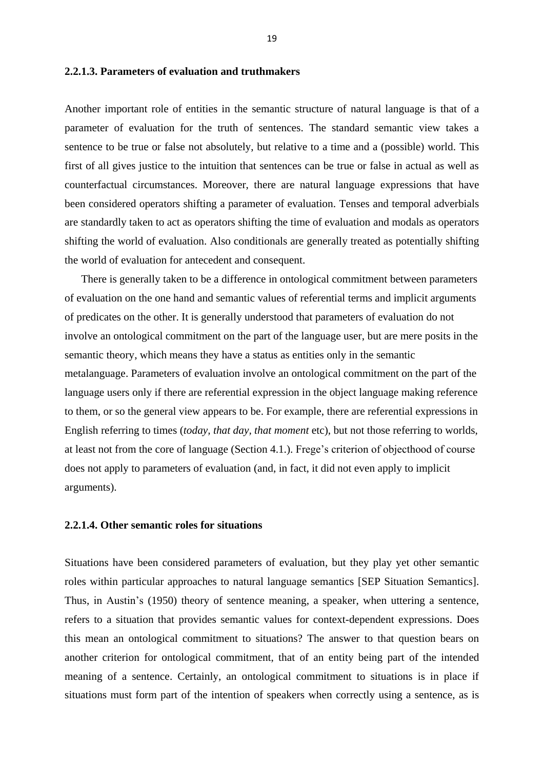### 2.2.1.3. Parameters of evaluation and truthmakers

Another important role of entities in the semantic structure of natural language is that of a parameter of evaluation for the truth of sentences. The standard semantic view takes a sentence to be true or false not absolutely, but relative to a time and a (possible) world. This first of all gives justice to the intuition that sentences can be true or false in actual as well as counterfactual circumstances. Moreover, there are natural language expressions that have been considered operators shifting a parameter of evaluation. Tenses and temporal adverbials are standardly taken to act as operators shifting the time of evaluation and modals as operators shifting the world of evaluation. Also conditionals are generally treated as potentially shifting the world of evaluation for antecedent and consequent.

There is generally taken to be a difference in ontological commitment between parameters of evaluation on the one hand and semantic values of referential terms and implicit arguments of predicates on the other. It is generally understood that parameters of evaluation do not involve an ontological commitment on the part of the language user, but are mere posits in the semantic theory, which means they have a status as entities only in the semantic metalanguage. Parameters of evaluation involve an ontological commitment on the part of the language users only if there are referential expression in the object language making reference to them, or so the general view appears to be. For example, there are referential expressions in English referring to times (*today, that day, that moment* etc), but not those referring to worlds, at least not from the core of language (Section 4.1.). Frege's criterion of objecthood of course does not apply to parameters of evaluation (and, in fact, it did not even apply to implicit arguments).

### 2.2.1.4. Other semantic roles for situations

Situations have been considered parameters of evaluation, but they play yet other semantic roles within particular approaches to natural language semantics [SEP Situation Semantics]. Thus, in Austin's (1950) theory of sentence meaning, a speaker, when uttering a sentence, refers to a situation that provides semantic values for context-dependent expressions. Does this mean an ontological commitment to situations? The answer to that question bears on another criterion for ontological commitment, that of an entity being part of the intended meaning of a sentence. Certainly, an ontological commitment to situations is in place if situations must form part of the intention of speakers when correctly using a sentence, as is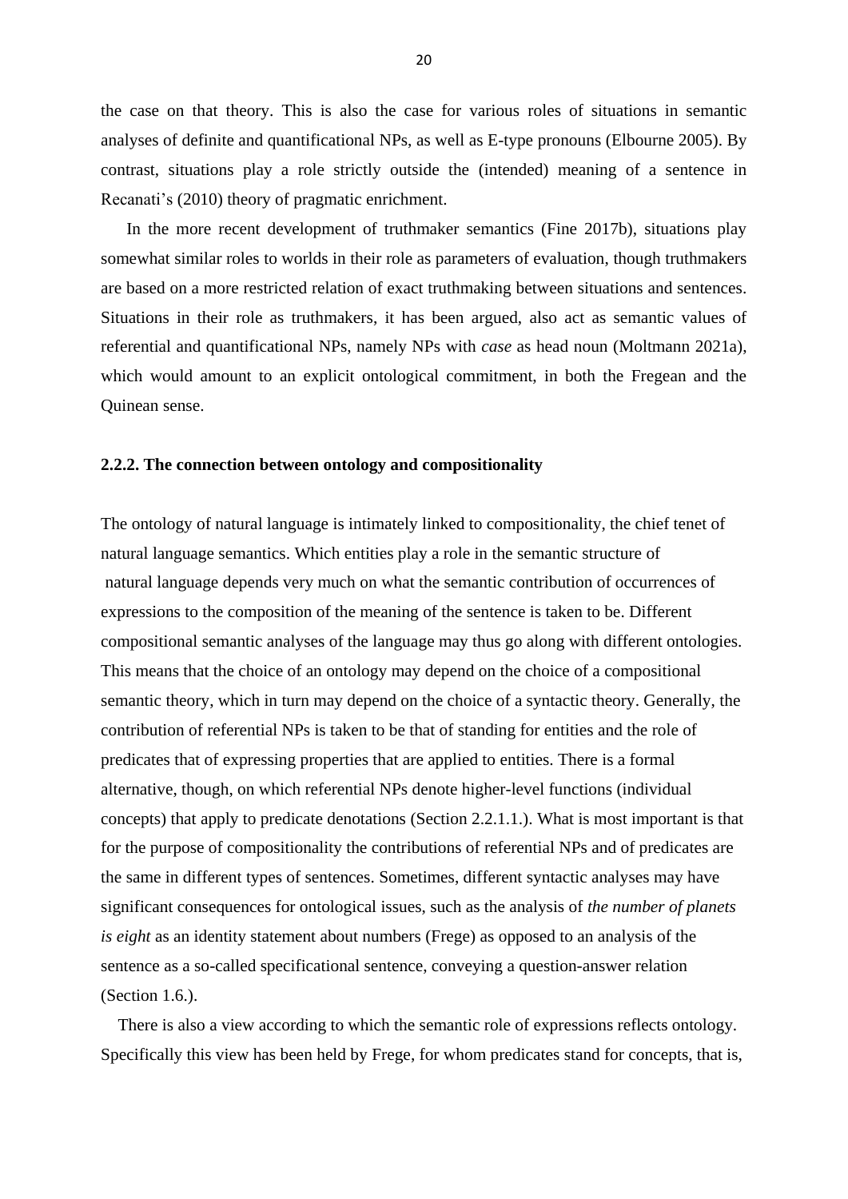the case on that theory. This is also the case for various roles of situations in semantic analyses of definite and quantificational NPs, as well as E-type pronouns (Elbourne 2005). By contrast, situations play a role strictly outside the (intended) meaning of a sentence in Recanati's (2010) theory of pragmatic enrichment.

In the more recent development of truthmaker semantics (Fine 2017b), situations play somewhat similar roles to worlds in their role as parameters of evaluation, though truthmakers are based on a more restricted relation of exact truthmaking between situations and sentences. Situations in their role as truthmakers, it has been argued, also act as semantic values of referential and quantificational NPs, namely NPs with *case* as head noun (Moltmann 2021a), which would amount to an explicit ontological commitment, in both the Fregean and the Quinean sense.

### 2.2.2. The connection between ontology and compositionality

The ontology of natural language is intimately linked to compositionality, the chief tenet of natural language semantics. Which entities play a role in the semantic structure of natural language depends very much on what the semantic contribution of occurrences of expressions to the composition of the meaning of the sentence is taken to be. Different compositional semantic analyses of the language may thus go along with different ontologies. This means that the choice of an ontology may depend on the choice of a compositional semantic theory, which in turn may depend on the choice of a syntactic theory. Generally, the contribution of referential NPs is taken to be that of standing for entities and the role of predicates that of expressing properties that are applied to entities. There is a formal alternative, though, on which referential NPs denote higher-level functions (individual concepts) that apply to predicate denotations (Section 2.2.1.1.). What is most important is that for the purpose of compositionality the contributions of referential NPs and of predicates are the same in different types of sentences. Sometimes, different syntactic analyses may have significant consequences for ontological issues, such as the analysis of *the number of planets is eight* as an identity statement about numbers (Frege) as opposed to an analysis of the sentence as a so-called specificational sentence, conveying a question-answer relation (Section 1.6.).

There is also a view according to which the semantic role of expressions reflects ontology. Specifically this view has been held by Frege, for whom predicates stand for concepts, that is,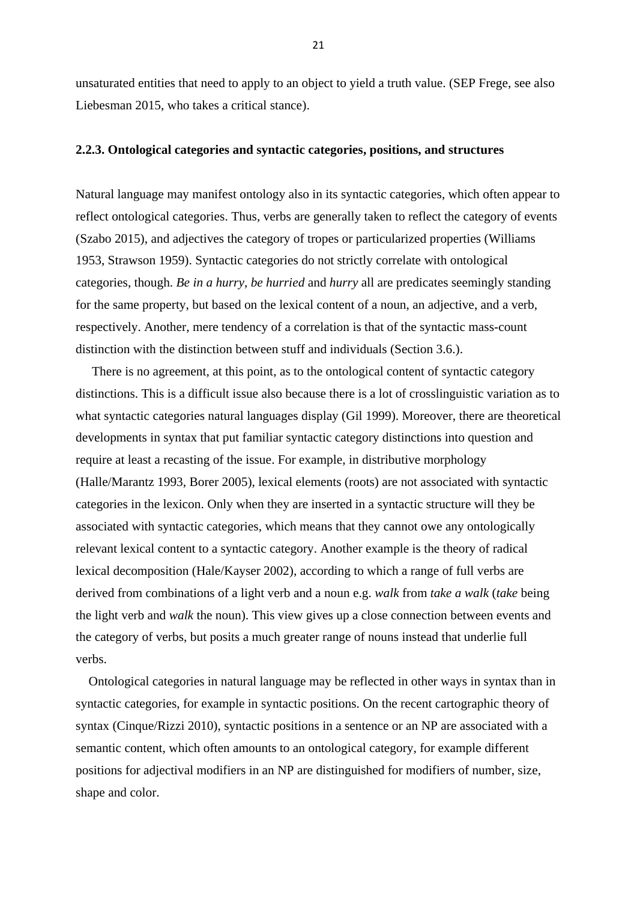unsaturated entities that need to apply to an object to yield a truth value. (SEP Frege, see also Liebesman 2015, who takes a critical stance).

### 2.2.3. Ontological categories and syntactic categories, positions, and structures

Natural language may manifest ontology also in its syntactic categories, which often appear to reflect ontological categories. Thus, verbs are generally taken to reflect the category of events (Szabo 2015), and adjectives the category of tropes or particularized properties (Williams 1953, Strawson 1959). Syntactic categories do not strictly correlate with ontological categories, though. *Be in a hurry*, *be hurried* and *hurry* all are predicates seemingly standing for the same property, but based on the lexical content of a noun, an adjective, and a verb, respectively. Another, mere tendency of a correlation is that of the syntactic mass-count distinction with the distinction between stuff and individuals (Section 3.6.).

There is no agreement, at this point, as to the ontological content of syntactic category distinctions. This is a difficult issue also because there is a lot of crosslinguistic variation as to what syntactic categories natural languages display (Gil 1999). Moreover, there are theoretical developments in syntax that put familiar syntactic category distinctions into question and require at least a recasting of the issue. For example, in distributive morphology (Halle/Marantz 1993, Borer 2005), lexical elements (roots) are not associated with syntactic categories in the lexicon. Only when they are inserted in a syntactic structure will they be associated with syntactic categories, which means that they cannot owe any ontologically relevant lexical content to a syntactic category. Another example is the theory of radical lexical decomposition (Hale/Kayser 2002), according to which a range of full verbs are derived from combinations of a light verb and a noun e.g. *walk* from *take a walk* (*take* being the light verb and *walk* the noun). This view gives up a close connection between events and the category of verbs, but posits a much greater range of nouns instead that underlie full verbs.

Ontological categories in natural language may be reflected in other ways in syntax than in syntactic categories, for example in syntactic positions. On the recent cartographic theory of syntax (Cinque/Rizzi 2010), syntactic positions in a sentence or an NP are associated with a semantic content, which often amounts to an ontological category, for example different positions for adjectival modifiers in an NP are distinguished for modifiers of number, size, shape and color.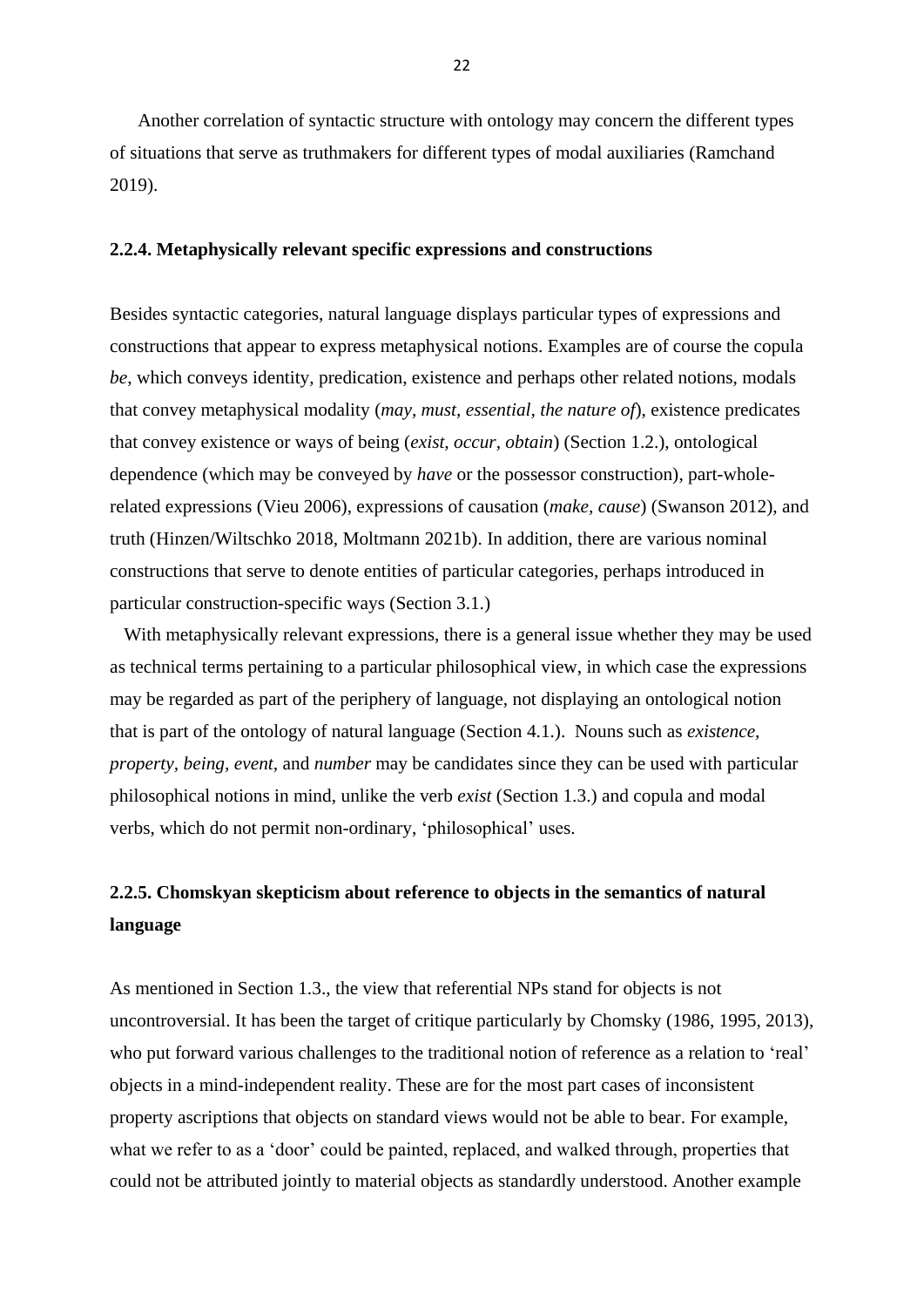Another correlation of syntactic structure with ontology may concern the different types of situations that serve as truthmakers for different types of modal auxiliaries (Ramchand 2019).

### 2.2.4. Metaphysically relevant specific expressions and constructions

Besides syntactic categories, natural language displays particular types of expressions and constructions that appear to express metaphysical notions. Examples are of course the copula *be*, which conveys identity, predication, existence and perhaps other related notions, modals that convey metaphysical modality (*may, must, essential, the nature of*), existence predicates that convey existence or ways of being (*exist, occur, obtain*) (Section 1.2.), ontological dependence (which may be conveyed by *have* or the possessor construction), part-whole-related expressions (Vieu 2006), expressions of causation (*make, cause*) (Swanson 2012), and truth (Hinzen/Wiltschko 2018, Moltmann 2021b). In addition, there are various nominal constructions that serve to denote entities of particular categories, perhaps introduced in particular construction-specific ways (Section 3.1.)

With metaphysically relevant expressions, there is a general issue whether they may be used as technical terms pertaining to a particular philosophical view, in which case the expressions may be regarded as part of the periphery of language, not displaying an ontological notion that is part of the ontology of natural language (Section 4.1.). Nouns such as *existence, property, being, event,* and *number* may be candidates since they can be used with particular philosophical notions in mind, unlike the verb *exist* (Section 1.3.) and copula and modal verbs, which do not permit non-ordinary, 'philosophical' uses.

### 2.2.5. Chomskyan skepticism about reference to objects in the semantics of natural language

As mentioned in Section 1.3., the view that referential NPs stand for objects is not uncontroversial. It has been the target of critique particularly by Chomsky (1986, 1995, 2013), who put forward various challenges to the traditional notion of reference as a relation to 'real' objects in a mind-independent reality. These are for the most part cases of inconsistent property ascriptions that objects on standard views would not be able to bear. For example, what we refer to as a 'door' could be painted, replaced, and walked through, properties that could not be attributed jointly to material objects as standardly understood. Another example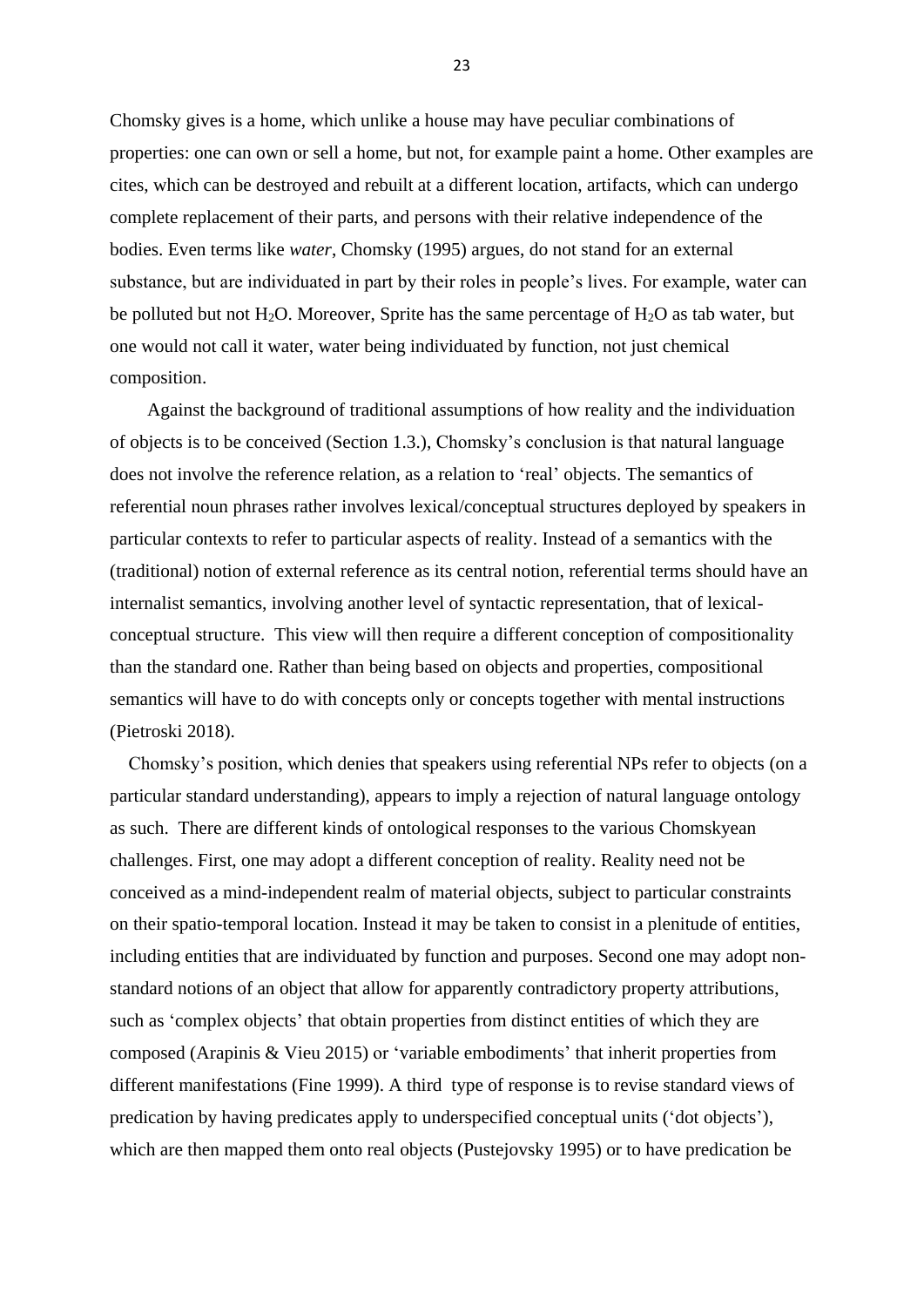Chomsky gives is a home, which unlike a house may have peculiar combinations of properties: one can own or sell a home, but not, for example paint a home. Other examples are cites, which can be destroyed and rebuilt at a different location, artifacts, which can undergo complete replacement of their parts, and persons with their relative independence of the bodies. Even terms like *water*, Chomsky (1995) argues, do not stand for an external substance, but are individuated in part by their roles in people's lives. For example, water can be polluted but not $H_2O$. Moreover, Sprite has the same percentage of $H_2O$ as tab water, but one would not call it water, water being individuated by function, not just chemical composition.

Against the background of traditional assumptions of how reality and the individuation of objects is to be conceived (Section 1.3.), Chomsky's conclusion is that natural language does not involve the reference relation, as a relation to 'real' objects. The semantics of referential noun phrases rather involves lexical/conceptual structures deployed by speakers in particular contexts to refer to particular aspects of reality. Instead of a semantics with the (traditional) notion of external reference as its central notion, referential terms should have an internalist semantics, involving another level of syntactic representation, that of lexical-conceptual structure. This view will then require a different conception of compositionality than the standard one. Rather than being based on objects and properties, compositional semantics will have to do with concepts only or concepts together with mental instructions (Pietroski 2018).

Chomsky's position, which denies that speakers using referential NPs refer to objects (on a particular standard understanding), appears to imply a rejection of natural language ontology as such. There are different kinds of ontological responses to the various Chomskyean challenges. First, one may adopt a different conception of reality. Reality need not be conceived as a mind-independent realm of material objects, subject to particular constraints on their spatio-temporal location. Instead it may be taken to consist in a plenitude of entities, including entities that are individuated by function and purposes. Second one may adopt non-standard notions of an object that allow for apparently contradictory property attributions, such as 'complex objects' that obtain properties from distinct entities of which they are composed (Arapinis & Vieu 2015) or 'variable embodiments' that inherit properties from different manifestations (Fine 1999). A third type of response is to revise standard views of predication by having predicates apply to underspecified conceptual units ('dot objects'), which are then mapped them onto real objects (Pustejovsky 1995) or to have predication be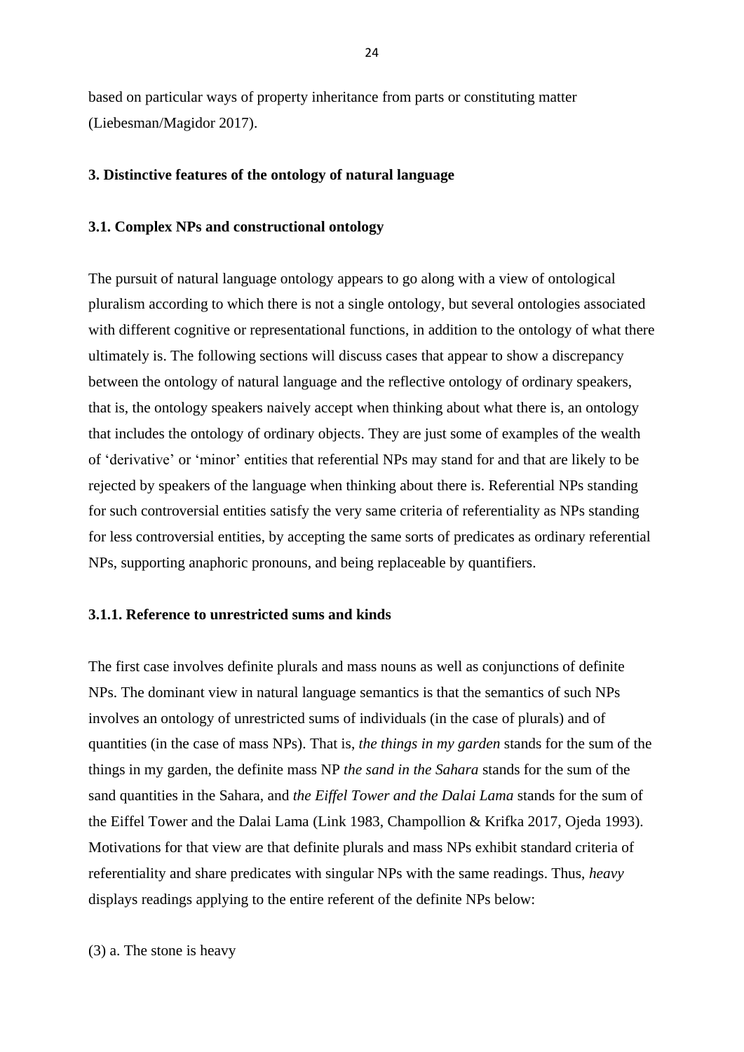based on particular ways of property inheritance from parts or constituting matter (Liebesman/Magidor 2017).

## 3. Distinctive features of the ontology of natural language

### 3.1. Complex NPs and constructional ontology

The pursuit of natural language ontology appears to go along with a view of ontological pluralism according to which there is not a single ontology, but several ontologies associated with different cognitive or representational functions, in addition to the ontology of what there ultimately is. The following sections will discuss cases that appear to show a discrepancy between the ontology of natural language and the reflective ontology of ordinary speakers, that is, the ontology speakers naively accept when thinking about what there is, an ontology that includes the ontology of ordinary objects. They are just some of examples of the wealth of 'derivative' or 'minor' entities that referential NPs may stand for and that are likely to be rejected by speakers of the language when thinking about there is. Referential NPs standing for such controversial entities satisfy the very same criteria of referentiality as NPs standing for less controversial entities, by accepting the same sorts of predicates as ordinary referential NPs, supporting anaphoric pronouns, and being replaceable by quantifiers.

#### 3.1.1. Reference to unrestricted sums and kinds

The first case involves definite plurals and mass nouns as well as conjunctions of definite NPs. The dominant view in natural language semantics is that the semantics of such NPs involves an ontology of unrestricted sums of individuals (in the case of plurals) and of quantities (in the case of mass NPs). That is, *the things in my garden* stands for the sum of the things in my garden, the definite mass NP *the sand in the Sahara* stands for the sum of the sand quantities in the Sahara, and *the Eiffel Tower and the Dalai Lama* stands for the sum of the Eiffel Tower and the Dalai Lama (Link 1983, Champollion & Krifka 2017, Ojeda 1993). Motivations for that view are that definite plurals and mass NPs exhibit standard criteria of referentiality and share predicates with singular NPs with the same readings. Thus, *heavy* displays readings applying to the entire referent of the definite NPs below:

(3) a. The stone is heavy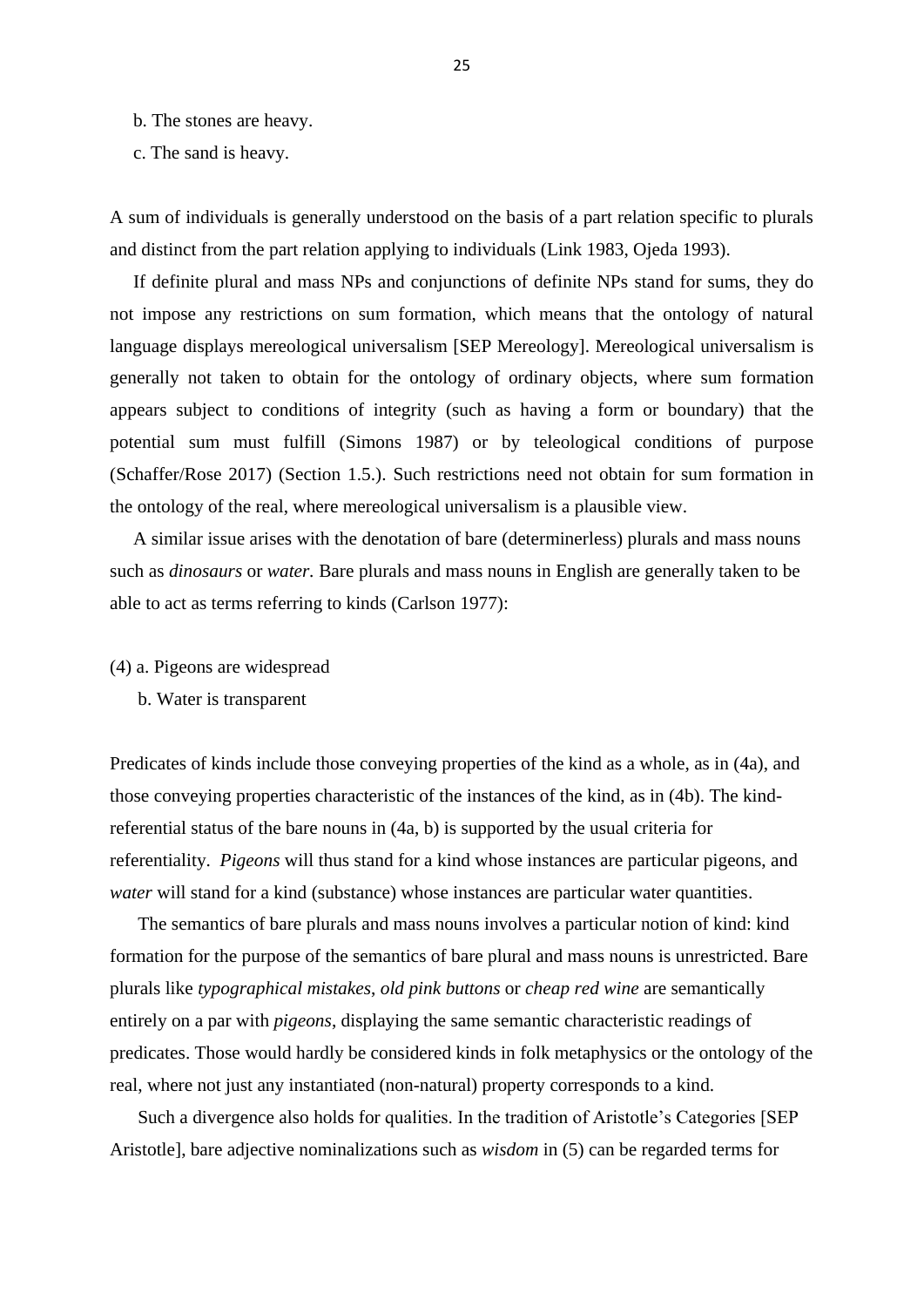b. The stones are heavy.

c. The sand is heavy.

A sum of individuals is generally understood on the basis of a part relation specific to plurals and distinct from the part relation applying to individuals (Link 1983, Ojeda 1993).

If definite plural and mass NPs and conjunctions of definite NPs stand for sums, they do not impose any restrictions on sum formation, which means that the ontology of natural language displays mereological universalism [SEP Mereology]. Mereological universalism is generally not taken to obtain for the ontology of ordinary objects, where sum formation appears subject to conditions of integrity (such as having a form or boundary) that the potential sum must fulfill (Simons 1987) or by teleological conditions of purpose (Schaffer/Rose 2017) (Section 1.5.). Such restrictions need not obtain for sum formation in the ontology of the real, where mereological universalism is a plausible view.

A similar issue arises with the denotation of bare (determinerless) plurals and mass nouns such as *dinosaurs* or *water*. Bare plurals and mass nouns in English are generally taken to be able to act as terms referring to kinds (Carlson 1977):

(4) a. Pigeons are widespread

b. Water is transparent

Predicates of kinds include those conveying properties of the kind as a whole, as in (4a), and those conveying properties characteristic of the instances of the kind, as in (4b). The kind-referential status of the bare nouns in (4a, b) is supported by the usual criteria for referentiality. *Pigeons* will thus stand for a kind whose instances are particular pigeons, and *water* will stand for a kind (substance) whose instances are particular water quantities.

The semantics of bare plurals and mass nouns involves a particular notion of kind: kind formation for the purpose of the semantics of bare plural and mass nouns is unrestricted. Bare plurals like *typographical mistakes*, *old pink buttons* or *cheap red wine* are semantically entirely on a par with *pigeons*, displaying the same semantic characteristic readings of predicates. Those would hardly be considered kinds in folk metaphysics or the ontology of the real, where not just any instantiated (non-natural) property corresponds to a kind.

Such a divergence also holds for qualities. In the tradition of Aristotle's Categories [SEP Aristotle], bare adjective nominalizations such as *wisdom* in (5) can be regarded terms for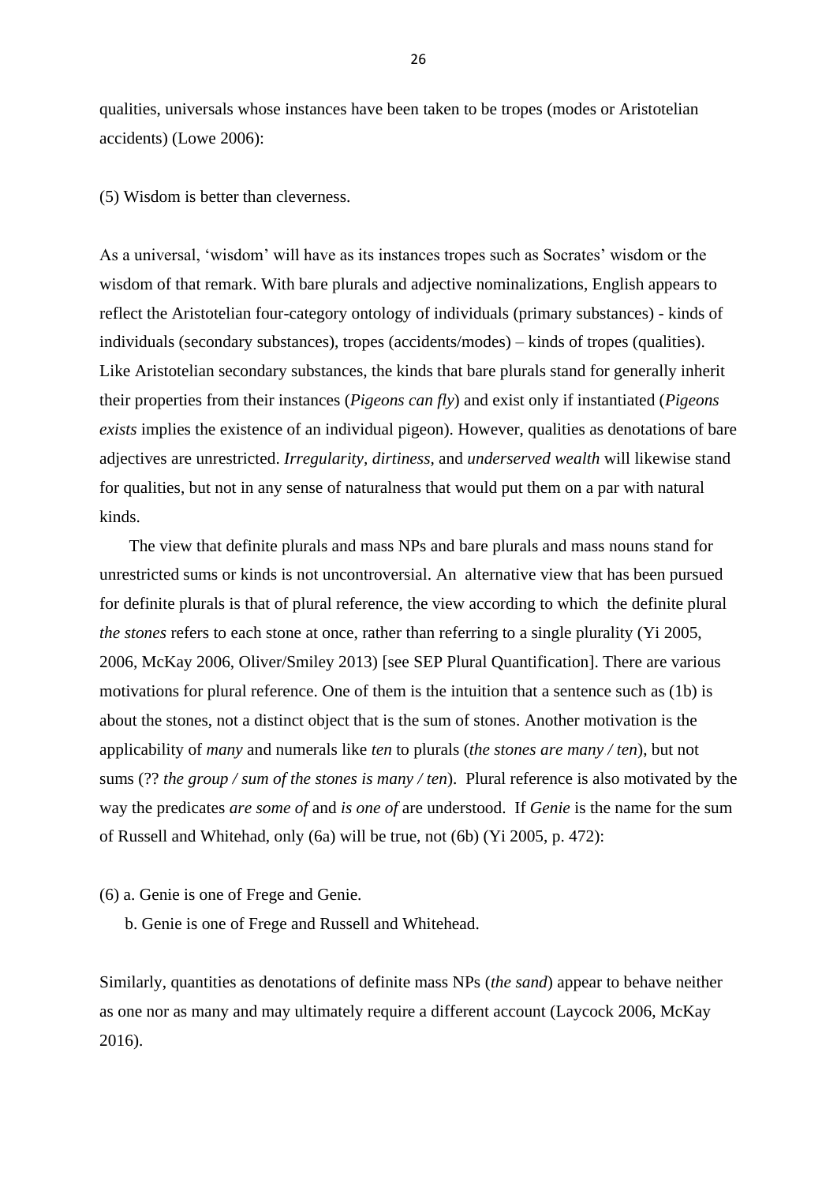qualities, universals whose instances have been taken to be tropes (modes or Aristotelian accidents) (Lowe 2006):

(5) Wisdom is better than cleverness.

As a universal, 'wisdom' will have as its instances tropes such as Socrates' wisdom or the wisdom of that remark. With bare plurals and adjective nominalizations, English appears to reflect the Aristotelian four-category ontology of individuals (primary substances) - kinds of individuals (secondary substances), tropes (accidents/modes) – kinds of tropes (qualities). Like Aristotelian secondary substances, the kinds that bare plurals stand for generally inherit their properties from their instances (*Pigeons can fly*) and exist only if instantiated (*Pigeons exists* implies the existence of an individual pigeon). However, qualities as denotations of bare adjectives are unrestricted. *Irregularity, dirtiness,* and *underserved wealth* will likewise stand for qualities, but not in any sense of naturalness that would put them on a par with natural kinds.

The view that definite plurals and mass NPs and bare plurals and mass nouns stand for unrestricted sums or kinds is not uncontroversial. An alternative view that has been pursued for definite plurals is that of plural reference, the view according to which the definite plural *the stones* refers to each stone at once, rather than referring to a single plurality (Yi 2005, 2006, McKay 2006, Oliver/Smiley 2013) [see SEP Plural Quantification]. There are various motivations for plural reference. One of them is the intuition that a sentence such as (1b) is about the stones, not a distinct object that is the sum of stones. Another motivation is the applicability of *many* and numerals like *ten* to plurals (*the stones are many / ten*), but not sums (?? *the group / sum of the stones is many / ten*). Plural reference is also motivated by the way the predicates *are some of* and *is one of* are understood. If *Genie* is the name for the sum of Russell and Whitehad, only (6a) will be true, not (6b) (Yi 2005, p. 472):

(6) a. Genie is one of Frege and Genie.

b. Genie is one of Frege and Russell and Whitehead.

Similarly, quantities as denotations of definite mass NPs (*the sand*) appear to behave neither as one nor as many and may ultimately require a different account (Laycock 2006, McKay 2016).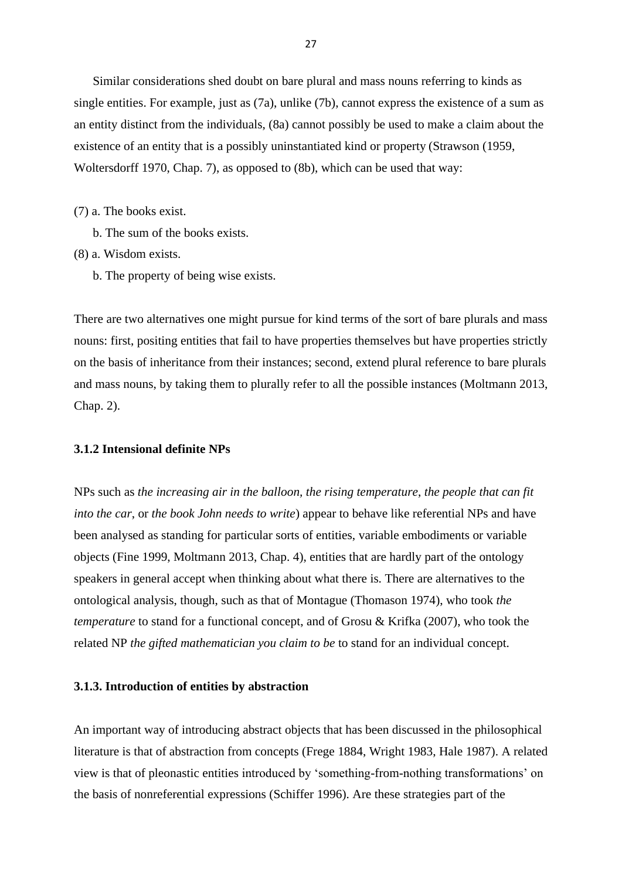Similar considerations shed doubt on bare plural and mass nouns referring to kinds as single entities. For example, just as (7a), unlike (7b), cannot express the existence of a sum as an entity distinct from the individuals, (8a) cannot possibly be used to make a claim about the existence of an entity that is a possibly uninstantiated kind or property (Strawson (1959, Woltersdorff 1970, Chap. 7), as opposed to (8b), which can be used that way:

(7) a. The books exist.

b. The sum of the books exists.

(8) a. Wisdom exists.

b. The property of being wise exists.

There are two alternatives one might pursue for kind terms of the sort of bare plurals and mass nouns: first, positing entities that fail to have properties themselves but have properties strictly on the basis of inheritance from their instances; second, extend plural reference to bare plurals and mass nouns, by taking them to plurally refer to all the possible instances (Moltmann 2013, Chap. 2).

### 3.1.2 Intensional definite NPs

NPs such as *the increasing air in the balloon, the rising temperature*, *the people that can fit into the car*, or *the book John needs to write*) appear to behave like referential NPs and have been analysed as standing for particular sorts of entities, variable embodiments or variable objects (Fine 1999, Moltmann 2013, Chap. 4), entities that are hardly part of the ontology speakers in general accept when thinking about what there is. There are alternatives to the ontological analysis, though, such as that of Montague (Thomason 1974), who took *the temperature* to stand for a functional concept, and of Grosu & Krifka (2007), who took the related NP *the gifted mathematician you claim to be* to stand for an individual concept.

### 3.1.3. Introduction of entities by abstraction

An important way of introducing abstract objects that has been discussed in the philosophical literature is that of abstraction from concepts (Frege 1884, Wright 1983, Hale 1987). A related view is that of pleonastic entities introduced by 'something-from-nothing transformations' on the basis of nonreferential expressions (Schiffer 1996). Are these strategies part of the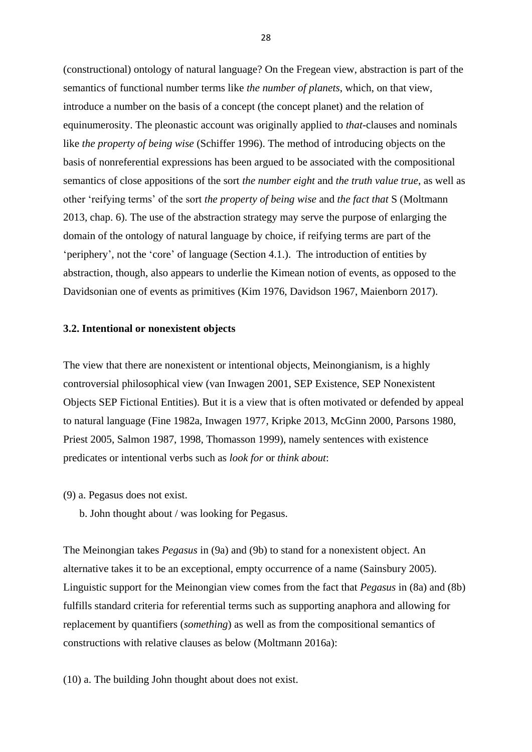(constructional) ontology of natural language? On the Fregean view, abstraction is part of the semantics of functional number terms like *the number of planets*, which, on that view, introduce a number on the basis of a concept (the concept planet) and the relation of equinumerosity. The pleonastic account was originally applied to *that*-clauses and nominals like *the property of being wise* (Schiffer 1996). The method of introducing objects on the basis of nonreferential expressions has been argued to be associated with the compositional semantics of close appositions of the sort *the number eight* and *the truth value true*, as well as other 'reifying terms' of the sort *the property of being wise* and *the fact that* S (Moltmann 2013, chap. 6). The use of the abstraction strategy may serve the purpose of enlarging the domain of the ontology of natural language by choice, if reifying terms are part of the 'periphery', not the 'core' of language (Section 4.1.). The introduction of entities by abstraction, though, also appears to underlie the Kimean notion of events, as opposed to the Davidsonian one of events as primitives (Kim 1976, Davidson 1967, Maienborn 2017).

### 3.2. Intentional or nonexistent objects

The view that there are nonexistent or intentional objects, Meinongianism, is a highly controversial philosophical view (van Inwagen 2001, SEP Existence, SEP Nonexistent Objects SEP Fictional Entities). But it is a view that is often motivated or defended by appeal to natural language (Fine 1982a, Inwagen 1977, Kripke 2013, McGinn 2000, Parsons 1980, Priest 2005, Salmon 1987, 1998, Thomasson 1999), namely sentences with existence predicates or intentional verbs such as *look for* or *think about*:

(9) a. Pegasus does not exist.

   b. John thought about / was looking for Pegasus.

The Meinongian takes *Pegasus* in (9a) and (9b) to stand for a nonexistent object. An alternative takes it to be an exceptional, empty occurrence of a name (Sainsbury 2005). Linguistic support for the Meinongian view comes from the fact that *Pegasus* in (8a) and (8b) fulfills standard criteria for referential terms such as supporting anaphora and allowing for replacement by quantifiers (*something*) as well as from the compositional semantics of constructions with relative clauses as below (Moltmann 2016a):

(10) a. The building John thought about does not exist.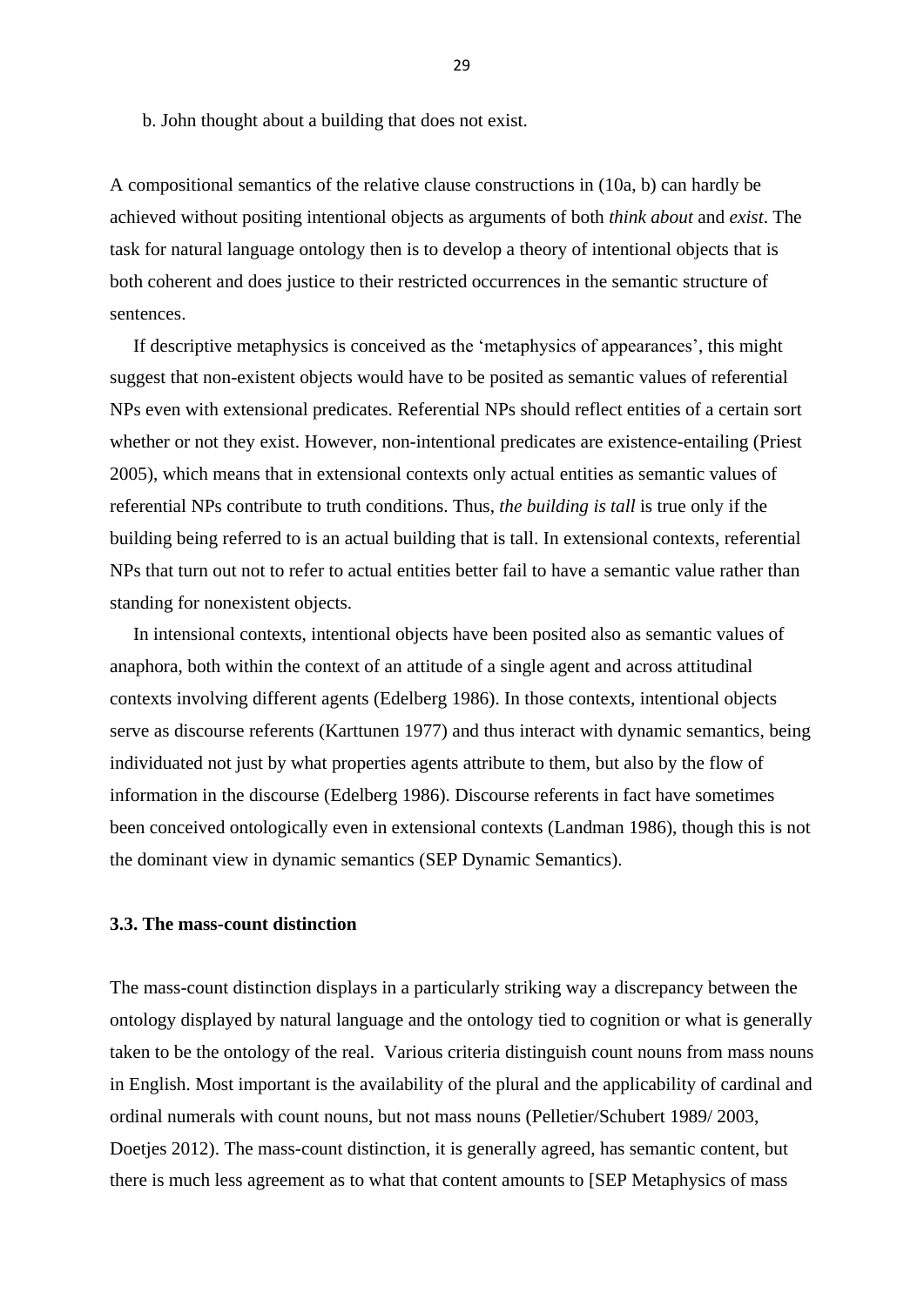b. John thought about a building that does not exist.

A compositional semantics of the relative clause constructions in (10a, b) can hardly be achieved without positing intentional objects as arguments of both *think about* and *exist*. The task for natural language ontology then is to develop a theory of intentional objects that is both coherent and does justice to their restricted occurrences in the semantic structure of sentences.

If descriptive metaphysics is conceived as the 'metaphysics of appearances', this might suggest that non-existent objects would have to be posited as semantic values of referential NPs even with extensional predicates. Referential NPs should reflect entities of a certain sort whether or not they exist. However, non-intentional predicates are existence-entailing (Priest 2005), which means that in extensional contexts only actual entities as semantic values of referential NPs contribute to truth conditions. Thus, *the building is tall* is true only if the building being referred to is an actual building that is tall. In extensional contexts, referential NPs that turn out not to refer to actual entities better fail to have a semantic value rather than standing for nonexistent objects.

In intensional contexts, intentional objects have been posited also as semantic values of anaphora, both within the context of an attitude of a single agent and across attitudinal contexts involving different agents (Edelberg 1986). In those contexts, intentional objects serve as discourse referents (Karttunen 1977) and thus interact with dynamic semantics, being individuated not just by what properties agents attribute to them, but also by the flow of information in the discourse (Edelberg 1986). Discourse referents in fact have sometimes been conceived ontologically even in extensional contexts (Landman 1986), though this is not the dominant view in dynamic semantics (SEP Dynamic Semantics).

### 3.3. The mass-count distinction

The mass-count distinction displays in a particularly striking way a discrepancy between the ontology displayed by natural language and the ontology tied to cognition or what is generally taken to be the ontology of the real. Various criteria distinguish count nouns from mass nouns in English. Most important is the availability of the plural and the applicability of cardinal and ordinal numerals with count nouns, but not mass nouns (Pelletier/Schubert 1989/ 2003, Doetjes 2012). The mass-count distinction, it is generally agreed, has semantic content, but there is much less agreement as to what that content amounts to [SEP Metaphysics of mass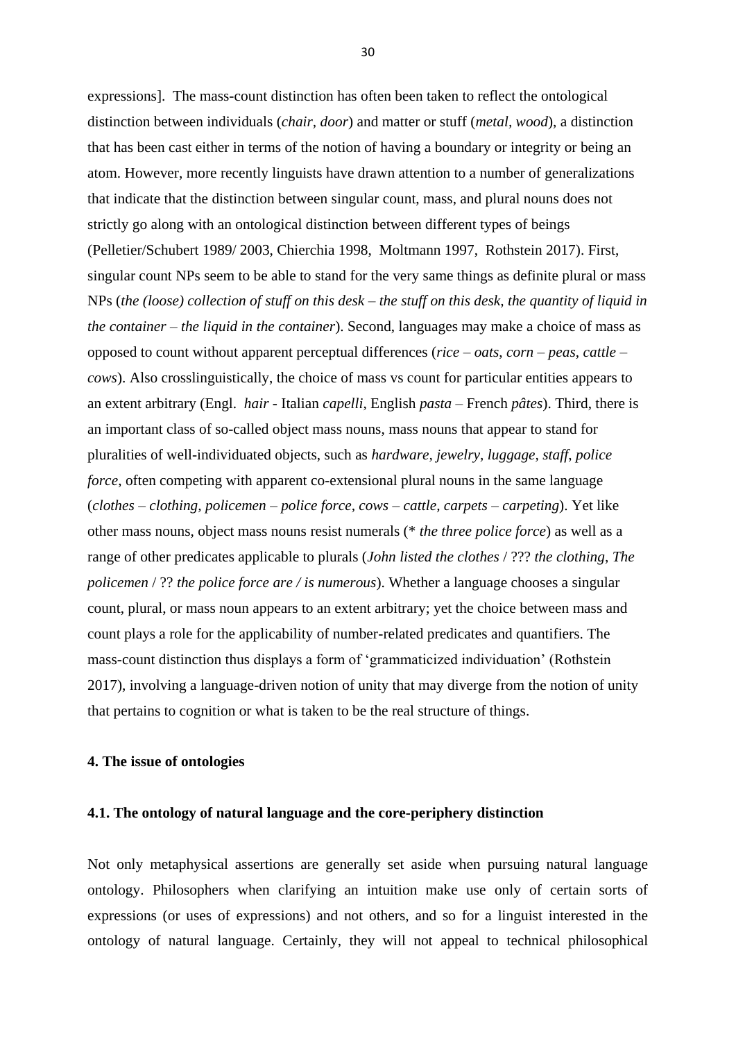expressions]. The mass-count distinction has often been taken to reflect the ontological distinction between individuals (*chair, door*) and matter or stuff (*metal, wood*), a distinction that has been cast either in terms of the notion of having a boundary or integrity or being an atom. However, more recently linguists have drawn attention to a number of generalizations that indicate that the distinction between singular count, mass, and plural nouns does not strictly go along with an ontological distinction between different types of beings (Pelletier/Schubert 1989/ 2003, Chierchia 1998, Moltmann 1997, Rothstein 2017). First, singular count NPs seem to be able to stand for the very same things as definite plural or mass NPs (*the (loose) collection of stuff on this desk – the stuff on this desk, the quantity of liquid in the container – the liquid in the container*). Second, languages may make a choice of mass as opposed to count without apparent perceptual differences (*rice – oats, corn – peas, cattle – cows*). Also crosslinguistically, the choice of mass vs count for particular entities appears to an extent arbitrary (Engl. *hair* - Italian *capelli*, English *pasta* – French *pâtes*). Third, there is an important class of so-called object mass nouns, mass nouns that appear to stand for pluralities of well-individuated objects, such as *hardware, jewelry, luggage, staff, police force*, often competing with apparent co-extensional plural nouns in the same language (*clothes – clothing, policemen – police force, cows – cattle, carpets – carpeting*). Yet like other mass nouns, object mass nouns resist numerals (* *the three police force*) as well as a range of other predicates applicable to plurals (*John listed the clothes* / ??? *the clothing*, *The policemen* / ?? *the police force are / is numerous*). Whether a language chooses a singular count, plural, or mass noun appears to an extent arbitrary; yet the choice between mass and count plays a role for the applicability of number-related predicates and quantifiers. The mass-count distinction thus displays a form of 'grammaticized individuation' (Rothstein 2017), involving a language-driven notion of unity that may diverge from the notion of unity that pertains to cognition or what is taken to be the real structure of things.

## 4. The issue of ontologies

### 4.1. The ontology of natural language and the core-periphery distinction

Not only metaphysical assertions are generally set aside when pursuing natural language ontology. Philosophers when clarifying an intuition make use only of certain sorts of expressions (or uses of expressions) and not others, and so for a linguist interested in the ontology of natural language. Certainly, they will not appeal to technical philosophical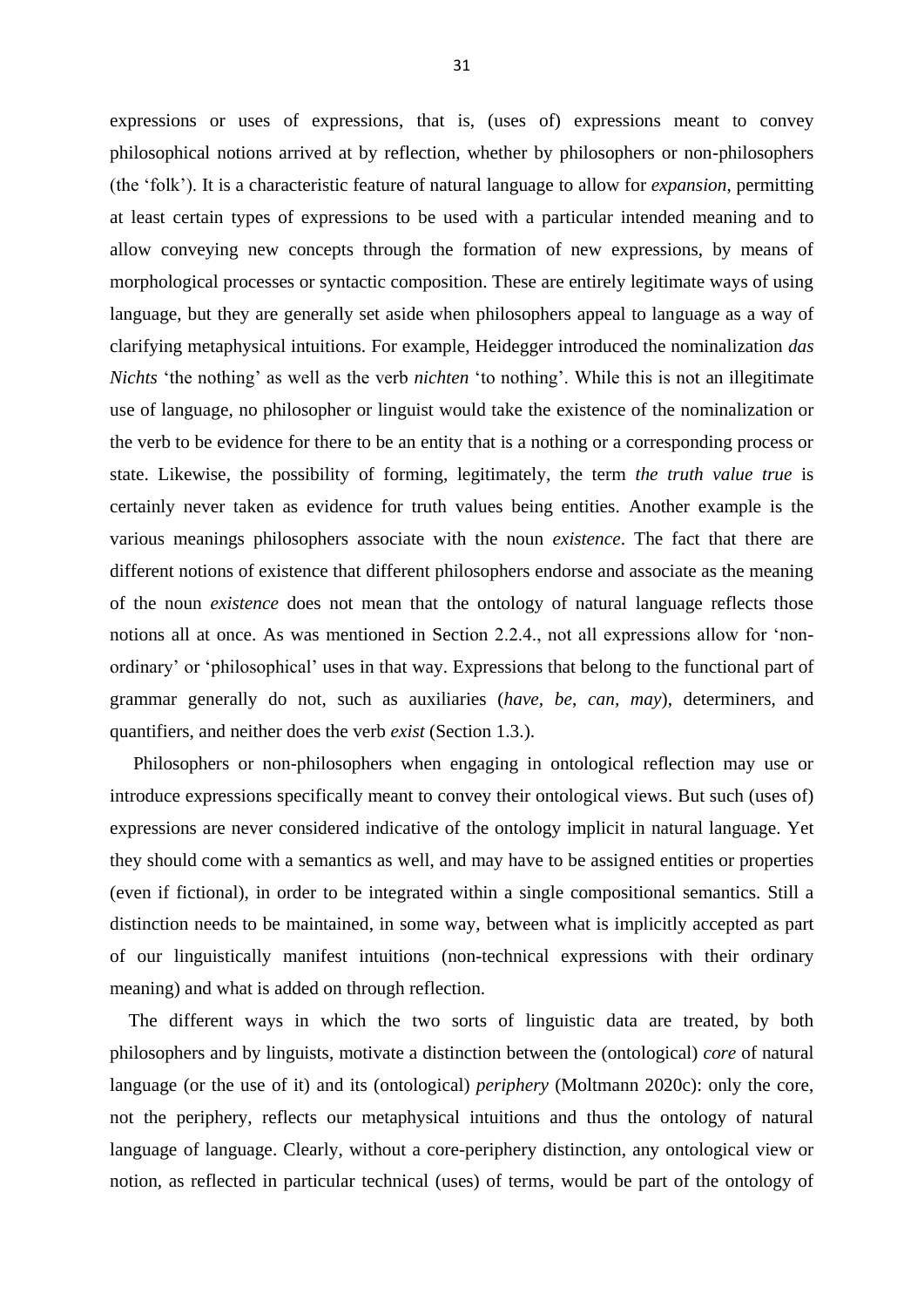expressions or uses of expressions, that is, (uses of) expressions meant to convey philosophical notions arrived at by reflection, whether by philosophers or non-philosophers (the 'folk'). It is a characteristic feature of natural language to allow for *expansion*, permitting at least certain types of expressions to be used with a particular intended meaning and to allow conveying new concepts through the formation of new expressions, by means of morphological processes or syntactic composition. These are entirely legitimate ways of using language, but they are generally set aside when philosophers appeal to language as a way of clarifying metaphysical intuitions. For example, Heidegger introduced the nominalization *das Nichts* 'the nothing' as well as the verb *nichten* 'to nothing'. While this is not an illegitimate use of language, no philosopher or linguist would take the existence of the nominalization or the verb to be evidence for there to be an entity that is a nothing or a corresponding process or state. Likewise, the possibility of forming, legitimately, the term *the truth value true* is certainly never taken as evidence for truth values being entities. Another example is the various meanings philosophers associate with the noun *existence*. The fact that there are different notions of existence that different philosophers endorse and associate as the meaning of the noun *existence* does not mean that the ontology of natural language reflects those notions all at once. As was mentioned in Section 2.2.4., not all expressions allow for 'non-ordinary' or 'philosophical' uses in that way. Expressions that belong to the functional part of grammar generally do not, such as auxiliaries (*have*, *be*, *can, may*), determiners, and quantifiers, and neither does the verb *exist* (Section 1.3.).

Philosophers or non-philosophers when engaging in ontological reflection may use or introduce expressions specifically meant to convey their ontological views. But such (uses of) expressions are never considered indicative of the ontology implicit in natural language. Yet they should come with a semantics as well, and may have to be assigned entities or properties (even if fictional), in order to be integrated within a single compositional semantics. Still a distinction needs to be maintained, in some way, between what is implicitly accepted as part of our linguistically manifest intuitions (non-technical expressions with their ordinary meaning) and what is added on through reflection.

The different ways in which the two sorts of linguistic data are treated, by both philosophers and by linguists, motivate a distinction between the (ontological) *core* of natural language (or the use of it) and its (ontological) *periphery* (Moltmann 2020c): only the core, not the periphery, reflects our metaphysical intuitions and thus the ontology of natural language of language. Clearly, without a core-periphery distinction, any ontological view or notion, as reflected in particular technical (uses) of terms, would be part of the ontology of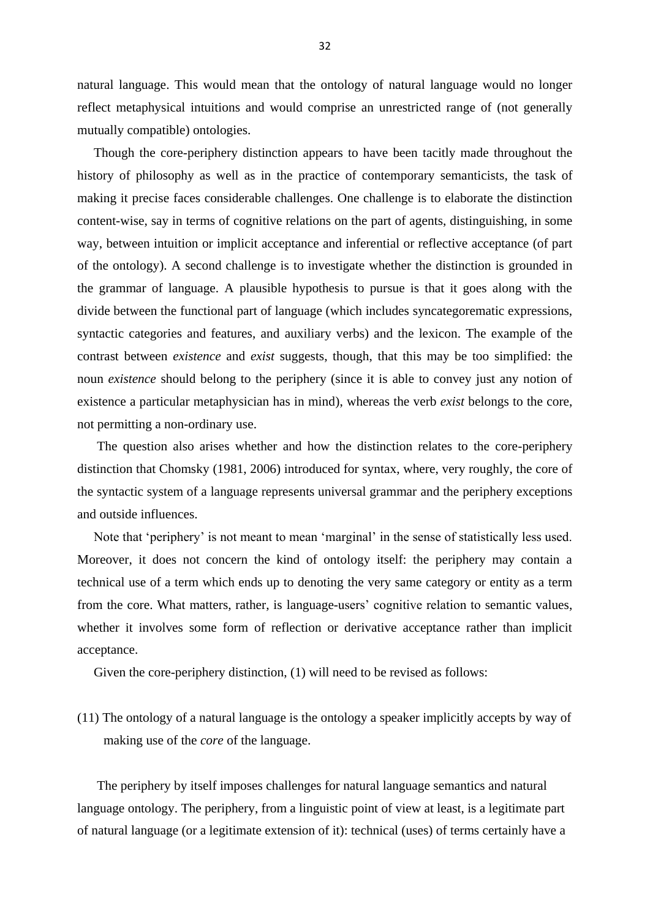natural language. This would mean that the ontology of natural language would no longer reflect metaphysical intuitions and would comprise an unrestricted range of (not generally mutually compatible) ontologies.

Though the core-periphery distinction appears to have been tacitly made throughout the history of philosophy as well as in the practice of contemporary semanticists, the task of making it precise faces considerable challenges. One challenge is to elaborate the distinction content-wise, say in terms of cognitive relations on the part of agents, distinguishing, in some way, between intuition or implicit acceptance and inferential or reflective acceptance (of part of the ontology). A second challenge is to investigate whether the distinction is grounded in the grammar of language. A plausible hypothesis to pursue is that it goes along with the divide between the functional part of language (which includes syncategorematic expressions, syntactic categories and features, and auxiliary verbs) and the lexicon. The example of the contrast between *existence* and *exist* suggests, though, that this may be too simplified: the noun *existence* should belong to the periphery (since it is able to convey just any notion of existence a particular metaphysician has in mind), whereas the verb *exist* belongs to the core, not permitting a non-ordinary use.

The question also arises whether and how the distinction relates to the core-periphery distinction that Chomsky (1981, 2006) introduced for syntax, where, very roughly, the core of the syntactic system of a language represents universal grammar and the periphery exceptions and outside influences.

Note that 'periphery' is not meant to mean 'marginal' in the sense of statistically less used. Moreover, it does not concern the kind of ontology itself: the periphery may contain a technical use of a term which ends up to denoting the very same category or entity as a term from the core. What matters, rather, is language-users' cognitive relation to semantic values, whether it involves some form of reflection or derivative acceptance rather than implicit acceptance.

Given the core-periphery distinction, (1) will need to be revised as follows:

(11) The ontology of a natural language is the ontology a speaker implicitly accepts by way of making use of the *core* of the language.

The periphery by itself imposes challenges for natural language semantics and natural language ontology. The periphery, from a linguistic point of view at least, is a legitimate part of natural language (or a legitimate extension of it): technical (uses) of terms certainly have a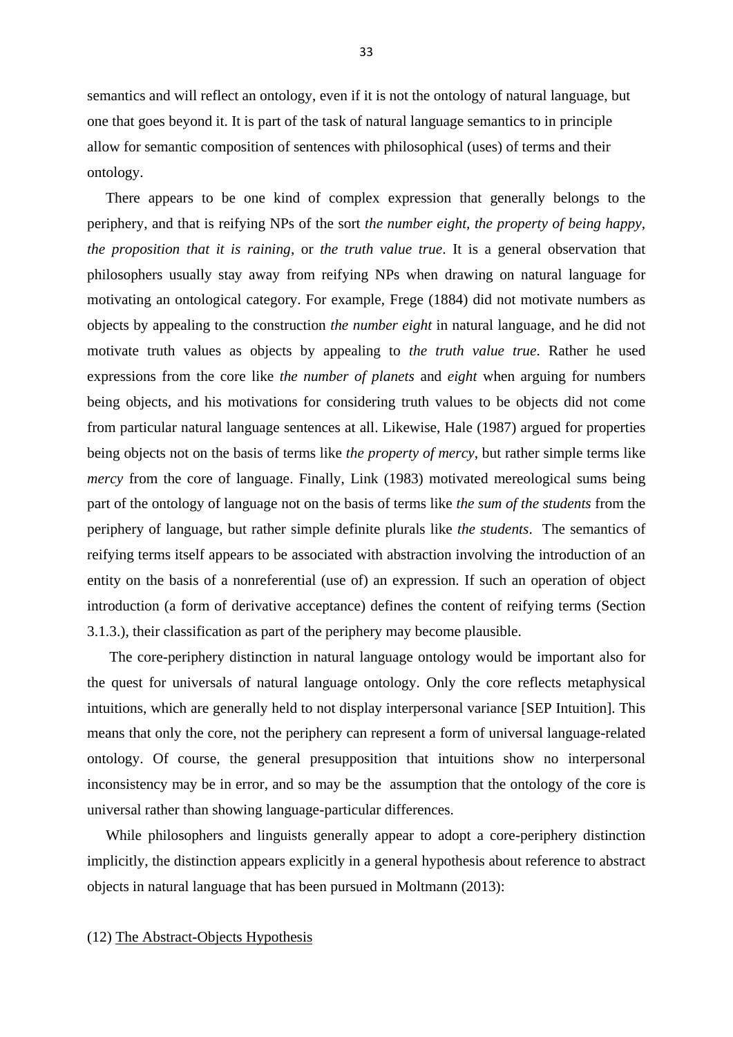semantics and will reflect an ontology, even if it is not the ontology of natural language, but one that goes beyond it. It is part of the task of natural language semantics to in principle allow for semantic composition of sentences with philosophical (uses) of terms and their ontology.

There appears to be one kind of complex expression that generally belongs to the periphery, and that is reifying NPs of the sort *the number eight, the property of being happy*, *the proposition that it is raining*, or *the truth value true*. It is a general observation that philosophers usually stay away from reifying NPs when drawing on natural language for motivating an ontological category. For example, Frege (1884) did not motivate numbers as objects by appealing to the construction *the number eight* in natural language, and he did not motivate truth values as objects by appealing to *the truth value true*. Rather he used expressions from the core like *the number of planets* and *eight* when arguing for numbers being objects, and his motivations for considering truth values to be objects did not come from particular natural language sentences at all. Likewise, Hale (1987) argued for properties being objects not on the basis of terms like *the property of mercy*, but rather simple terms like *mercy* from the core of language. Finally, Link (1983) motivated mereological sums being part of the ontology of language not on the basis of terms like *the sum of the students* from the periphery of language, but rather simple definite plurals like *the students*. The semantics of reifying terms itself appears to be associated with abstraction involving the introduction of an entity on the basis of a nonreferential (use of) an expression. If such an operation of object introduction (a form of derivative acceptance) defines the content of reifying terms (Section 3.1.3.), their classification as part of the periphery may become plausible.

The core-periphery distinction in natural language ontology would be important also for the quest for universals of natural language ontology. Only the core reflects metaphysical intuitions, which are generally held to not display interpersonal variance [SEP Intuition]. This means that only the core, not the periphery can represent a form of universal language-related ontology. Of course, the general presupposition that intuitions show no interpersonal inconsistency may be in error, and so may be the assumption that the ontology of the core is universal rather than showing language-particular differences.

While philosophers and linguists generally appear to adopt a core-periphery distinction implicitly, the distinction appears explicitly in a general hypothesis about reference to abstract objects in natural language that has been pursued in Moltmann (2013):

(12) <u>The Abstract-Objects Hypothesis</u>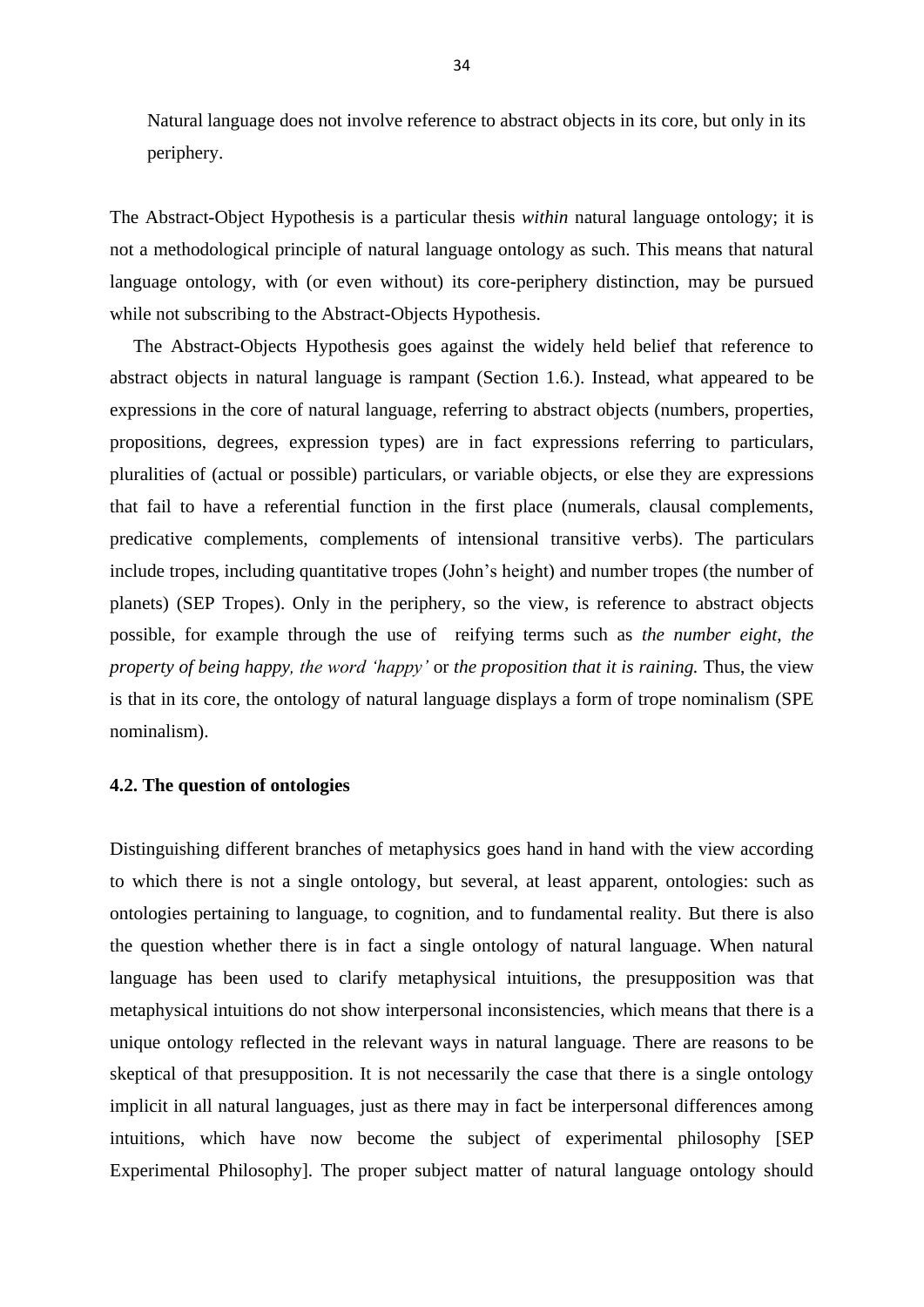> Natural language does not involve reference to abstract objects in its core, but only in its periphery.

The Abstract-Object Hypothesis is a particular thesis *within* natural language ontology; it is not a methodological principle of natural language ontology as such. This means that natural language ontology, with (or even without) its core-periphery distinction, may be pursued while not subscribing to the Abstract-Objects Hypothesis.

The Abstract-Objects Hypothesis goes against the widely held belief that reference to abstract objects in natural language is rampant (Section 1.6.). Instead, what appeared to be expressions in the core of natural language, referring to abstract objects (numbers, properties, propositions, degrees, expression types) are in fact expressions referring to particulars, pluralities of (actual or possible) particulars, or variable objects, or else they are expressions that fail to have a referential function in the first place (numerals, clausal complements, predicative complements, complements of intensional transitive verbs). The particulars include tropes, including quantitative tropes (John's height) and number tropes (the number of planets) (SEP Tropes). Only in the periphery, so the view, is reference to abstract objects possible, for example through the use of reifying terms such as *the number eight*, *the property of being happy, the word 'happy'* or *the proposition that it is raining.* Thus, the view is that in its core, the ontology of natural language displays a form of trope nominalism (SPE nominalism).

### 4.2. The question of ontologies

Distinguishing different branches of metaphysics goes hand in hand with the view according to which there is not a single ontology, but several, at least apparent, ontologies: such as ontologies pertaining to language, to cognition, and to fundamental reality. But there is also the question whether there is in fact a single ontology of natural language. When natural language has been used to clarify metaphysical intuitions, the presupposition was that metaphysical intuitions do not show interpersonal inconsistencies, which means that there is a unique ontology reflected in the relevant ways in natural language. There are reasons to be skeptical of that presupposition. It is not necessarily the case that there is a single ontology implicit in all natural languages, just as there may in fact be interpersonal differences among intuitions, which have now become the subject of experimental philosophy [SEP Experimental Philosophy]. The proper subject matter of natural language ontology should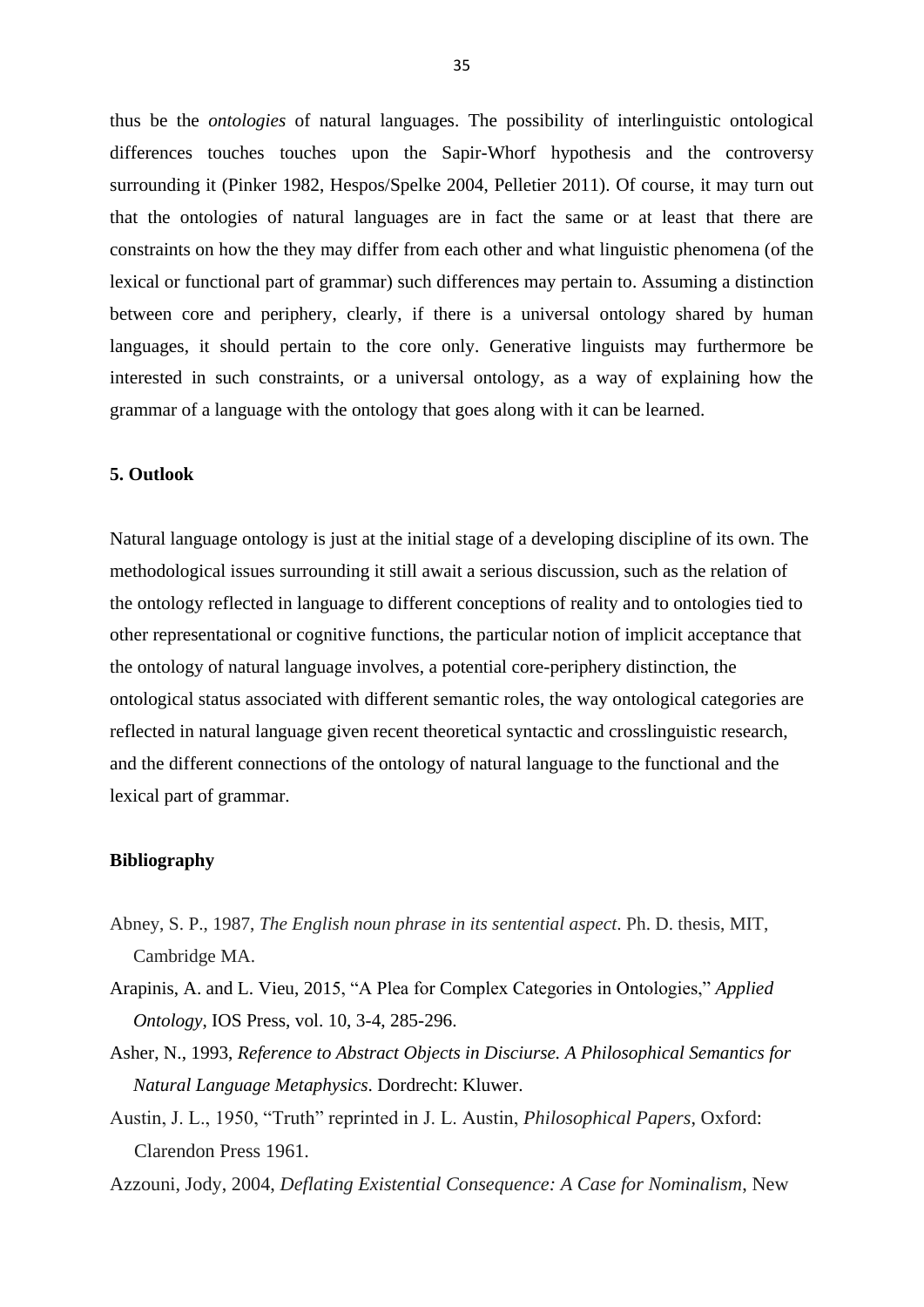thus be the *ontologies* of natural languages. The possibility of interlinguistic ontological differences touches touches upon the Sapir-Whorf hypothesis and the controversy surrounding it (Pinker 1982, Hespos/Spelke 2004, Pelletier 2011). Of course, it may turn out that the ontologies of natural languages are in fact the same or at least that there are constraints on how the they may differ from each other and what linguistic phenomena (of the lexical or functional part of grammar) such differences may pertain to. Assuming a distinction between core and periphery, clearly, if there is a universal ontology shared by human languages, it should pertain to the core only. Generative linguists may furthermore be interested in such constraints, or a universal ontology, as a way of explaining how the grammar of a language with the ontology that goes along with it can be learned.

## 5. Outlook

Natural language ontology is just at the initial stage of a developing discipline of its own. The methodological issues surrounding it still await a serious discussion, such as the relation of the ontology reflected in language to different conceptions of reality and to ontologies tied to other representational or cognitive functions, the particular notion of implicit acceptance that the ontology of natural language involves, a potential core-periphery distinction, the ontological status associated with different semantic roles, the way ontological categories are reflected in natural language given recent theoretical syntactic and crosslinguistic research, and the different connections of the ontology of natural language to the functional and the lexical part of grammar.

## Bibliography

Abney, S. P., 1987, *The English noun phrase in its sentential aspect*. Ph. D. thesis, MIT, Cambridge MA.

Arapinis, A. and L. Vieu, 2015, "A Plea for Complex Categories in Ontologies," *Applied Ontology*, IOS Press, vol. 10, 3-4, 285-296.

Asher, N., 1993, *Reference to Abstract Objects in Disciurse. A Philosophical Semantics for Natural Language Metaphysics.* Dordrecht: Kluwer.

Austin, J. L., 1950, "Truth" reprinted in J. L. Austin, *Philosophical Papers*, Oxford: Clarendon Press 1961.

Azzouni, Jody, 2004, *Deflating Existential Consequence: A Case for Nominalism*, New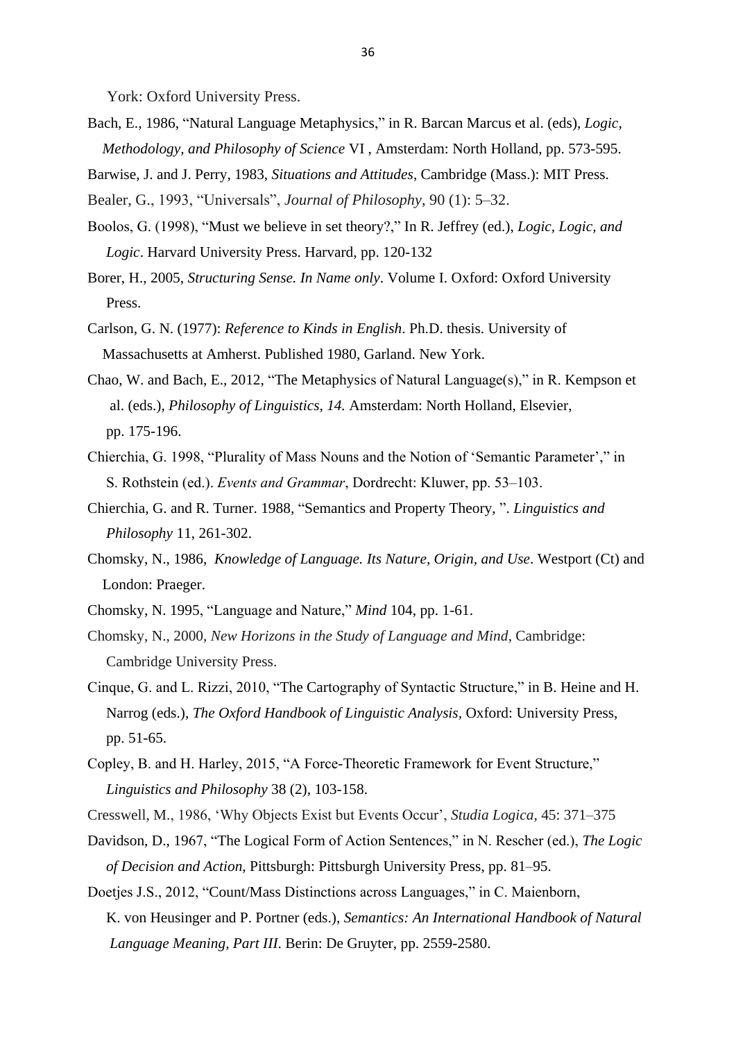York: Oxford University Press.

Bach, E., 1986, "Natural Language Metaphysics," in R. Barcan Marcus et al. (eds), *Logic, Methodology, and Philosophy of Science* VI , Amsterdam: North Holland, pp. 573-595.

Barwise, J. and J. Perry, 1983, *Situations and Attitudes*, Cambridge (Mass.): MIT Press.

Bealer, G., 1993, "Universals", *Journal of Philosophy*, 90 (1): 5–32.

Boolos, G. (1998), "Must we believe in set theory?," In R. Jeffrey (ed.), *Logic, Logic, and Logic*. Harvard University Press. Harvard, pp. 120-132

Borer, H., 2005, *Structuring Sense. In Name only*. Volume I. Oxford: Oxford University Press.

Carlson, G. N. (1977): *Reference to Kinds in English*. Ph.D. thesis. University of Massachusetts at Amherst. Published 1980, Garland. New York.

Chao, W. and Bach, E., 2012, "The Metaphysics of Natural Language(s)," in R. Kempson et al. (eds.), *Philosophy of Linguistics, 14.* Amsterdam: North Holland, Elsevier, pp. 175-196.

Chierchia, G. 1998, "Plurality of Mass Nouns and the Notion of 'Semantic Parameter'," in S. Rothstein (ed.). *Events and Grammar*, Dordrecht: Kluwer, pp. 53–103.

Chierchia, G. and R. Turner. 1988, "Semantics and Property Theory, ". *Linguistics and Philosophy* 11, 261-302.

Chomsky, N., 1986, *Knowledge of Language. Its Nature, Origin, and Use*. Westport (Ct) and London: Praeger.

Chomsky, N. 1995, "Language and Nature," *Mind* 104, pp. 1-61.

Chomsky, N., 2000, *New Horizons in the Study of Language and Mind*, Cambridge: Cambridge University Press.

Cinque, G. and L. Rizzi, 2010, "The Cartography of Syntactic Structure," in B. Heine and H. Narrog (eds.), *The Oxford Handbook of Linguistic Analysis*, Oxford: University Press, pp. 51-65.

Copley, B. and H. Harley, 2015, "A Force-Theoretic Framework for Event Structure," *Linguistics and Philosophy* 38 (2), 103-158.

Cresswell, M., 1986, 'Why Objects Exist but Events Occur', *Studia Logica*, 45: 371–375

Davidson, D., 1967, "The Logical Form of Action Sentences," in N. Rescher (ed.), *The Logic of Decision and Action*, Pittsburgh: Pittsburgh University Press, pp. 81–95.

Doetjes J.S., 2012, "Count/Mass Distinctions across Languages," in C. Maienborn, K. von Heusinger and P. Portner (eds.), *Semantics: An International Handbook of Natural Language Meaning, Part III*. Berin: De Gruyter, pp. 2559-2580.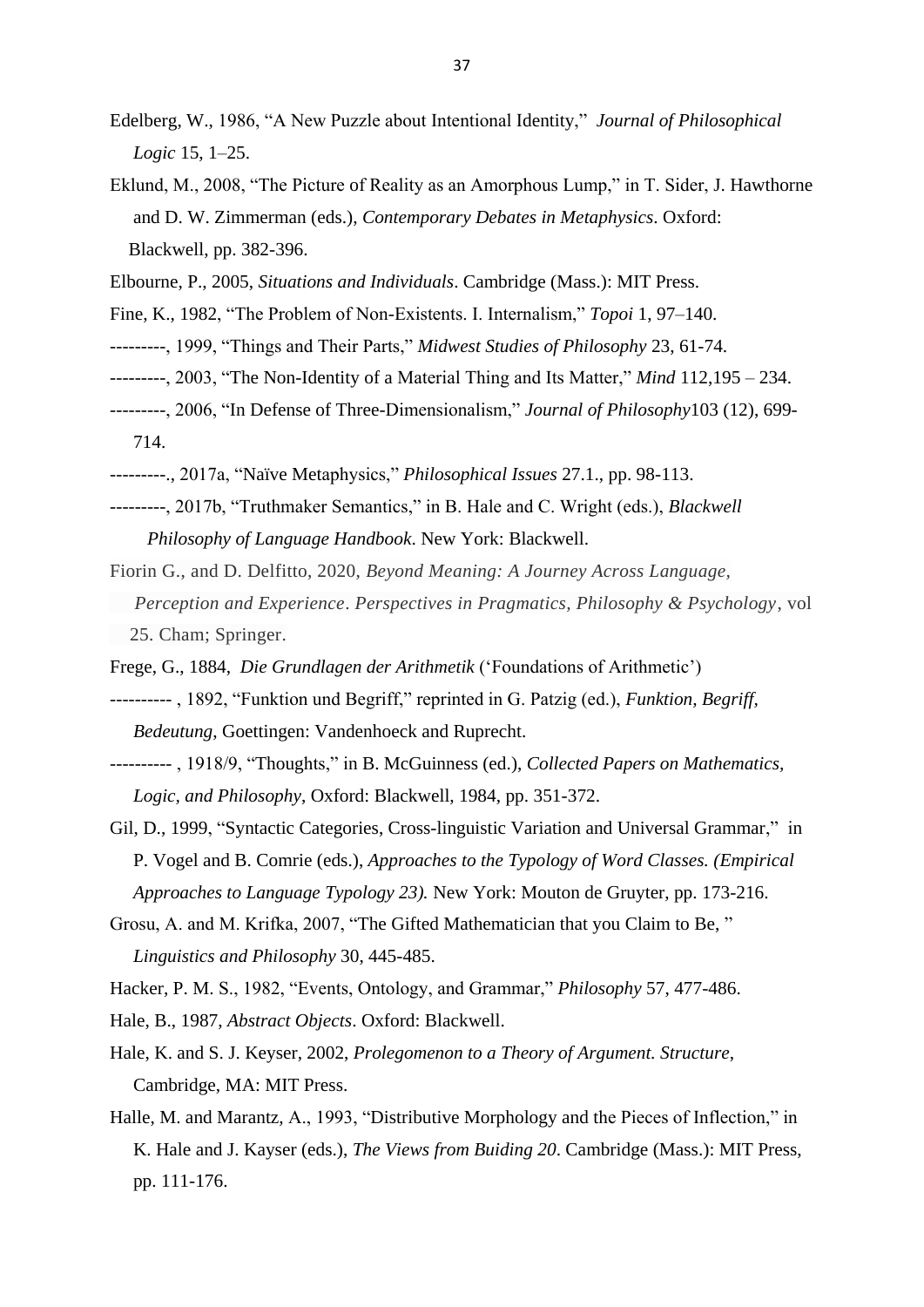Edelberg, W., 1986, "A New Puzzle about Intentional Identity," *Journal of Philosophical Logic* 15, 1–25.

Eklund, M., 2008, "The Picture of Reality as an Amorphous Lump," in T. Sider, J. Hawthorne and D. W. Zimmerman (eds.), *Contemporary Debates in Metaphysics*. Oxford: Blackwell, pp. 382-396.

Elbourne, P., 2005, *Situations and Individuals*. Cambridge (Mass.): MIT Press.

Fine, K., 1982, "The Problem of Non-Existents. I. Internalism," *Topoi* 1, 97–140.

---------, 1999, "Things and Their Parts," *Midwest Studies of Philosophy* 23, 61-74.

---------, 2003, "The Non-Identity of a Material Thing and Its Matter," *Mind* 112,195 – 234.

---------, 2006, "In Defense of Three-Dimensionalism," *Journal of Philosophy*103 (12), 699-714.

---------., 2017a, "Naïve Metaphysics," *Philosophical Issues* 27.1., pp. 98-113.

---------, 2017b, "Truthmaker Semantics," in B. Hale and C. Wright (eds.), *Blackwell Philosophy of Language Handbook*. New York: Blackwell.

Fiorin G., and D. Delfitto, 2020, *Beyond Meaning: A Journey Across Language, Perception and Experience*. *Perspectives in Pragmatics, Philosophy & Psychology*, vol 25. Cham; Springer.

Frege, G., 1884, *Die Grundlagen der Arithmetik* ('Foundations of Arithmetic')

---------- , 1892, "Funktion und Begriff," reprinted in G. Patzig (ed.), *Funktion, Begriff, Bedeutung*, Goettingen: Vandenhoeck and Ruprecht.

---------- , 1918/9, "Thoughts," in B. McGuinness (ed.), *Collected Papers on Mathematics, Logic, and Philosophy*, Oxford: Blackwell, 1984, pp. 351-372.

Gil, D., 1999, "Syntactic Categories, Cross-linguistic Variation and Universal Grammar," in P. Vogel and B. Comrie (eds.), *Approaches to the Typology of Word Classes. (Empirical Approaches to Language Typology 23).* New York: Mouton de Gruyter, pp. 173-216.

Grosu, A. and M. Krifka, 2007, "The Gifted Mathematician that you Claim to Be, " *Linguistics and Philosophy* 30, 445-485.

Hacker, P. M. S., 1982, "Events, Ontology, and Grammar," *Philosophy* 57, 477-486.

Hale, B., 1987, *Abstract Objects*. Oxford: Blackwell.

Hale, K. and S. J. Keyser, 2002, *Prolegomenon to a Theory of Argument. Structure*, Cambridge, MA: MIT Press.

Halle, M. and Marantz, A., 1993, "Distributive Morphology and the Pieces of Inflection," in K. Hale and J. Kayser (eds.), *The Views from Buiding 20*. Cambridge (Mass.): MIT Press, pp. 111-176.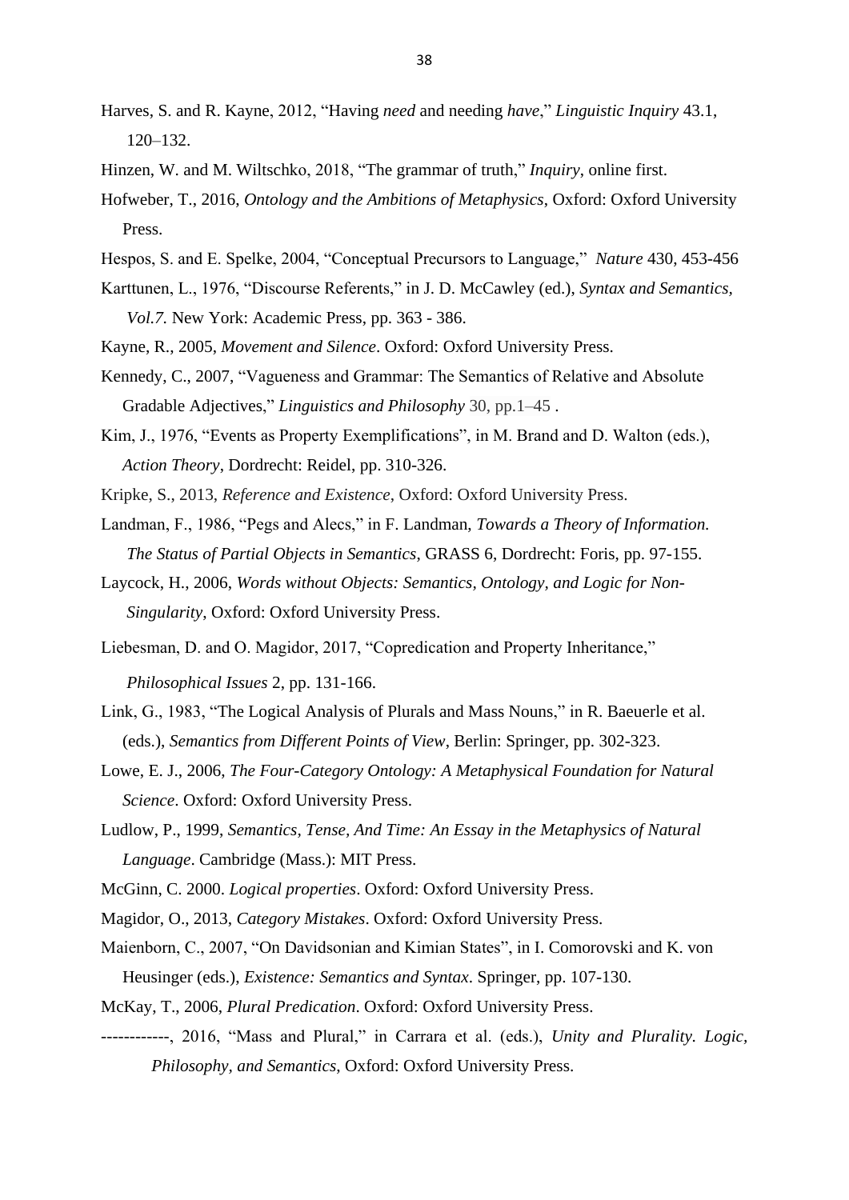Harves, S. and R. Kayne, 2012, "Having *need* and needing *have*," *Linguistic Inquiry* 43.1, 120–132.

Hinzen, W. and M. Wiltschko, 2018, "The grammar of truth," *Inquiry*, online first.

Hofweber, T., 2016, *Ontology and the Ambitions of Metaphysics*, Oxford: Oxford University Press.

Hespos, S. and E. Spelke, 2004, "Conceptual Precursors to Language," *Nature* 430, 453-456

Karttunen, L., 1976, "Discourse Referents," in J. D. McCawley (ed.), *Syntax and Semantics, Vol.7.* New York: Academic Press, pp. 363 - 386.

Kayne, R., 2005, *Movement and Silence*. Oxford: Oxford University Press.

Kennedy, C., 2007, "Vagueness and Grammar: The Semantics of Relative and Absolute Gradable Adjectives," *Linguistics and Philosophy* 30, pp.1–45 .

Kim, J., 1976, "Events as Property Exemplifications", in M. Brand and D. Walton (eds.), *Action Theory*, Dordrecht: Reidel, pp. 310-326.

Kripke, S., 2013, *Reference and Existence*, Oxford: Oxford University Press.

Landman, F., 1986, "Pegs and Alecs," in F. Landman, *Towards a Theory of Information. The Status of Partial Objects in Semantics*, GRASS 6, Dordrecht: Foris, pp. 97-155.

Laycock, H., 2006, *Words without Objects: Semantics, Ontology, and Logic for Non-Singularity*, Oxford: Oxford University Press.

Liebesman, D. and O. Magidor, 2017, "Copredication and Property Inheritance," *Philosophical Issues* 2, pp. 131-166.

Link, G., 1983, "The Logical Analysis of Plurals and Mass Nouns," in R. Baeuerle et al. (eds.), *Semantics from Different Points of View*, Berlin: Springer, pp. 302-323.

Lowe, E. J., 2006, *The Four-Category Ontology: A Metaphysical Foundation for Natural Science*. Oxford: Oxford University Press.

Ludlow, P., 1999, *Semantics, Tense, And Time: An Essay in the Metaphysics of Natural Language*. Cambridge (Mass.): MIT Press.

McGinn, C. 2000. *Logical properties*. Oxford: Oxford University Press.

Magidor, O., 2013, *Category Mistakes*. Oxford: Oxford University Press.

Maienborn, C., 2007, "On Davidsonian and Kimian States", in I. Comorovski and K. von Heusinger (eds.), *Existence: Semantics and Syntax*. Springer, pp. 107-130.

McKay, T., 2006, *Plural Predication*. Oxford: Oxford University Press.

------------, 2016, "Mass and Plural," in Carrara et al. (eds.), *Unity and Plurality. Logic, Philosophy, and Semantics*, Oxford: Oxford University Press.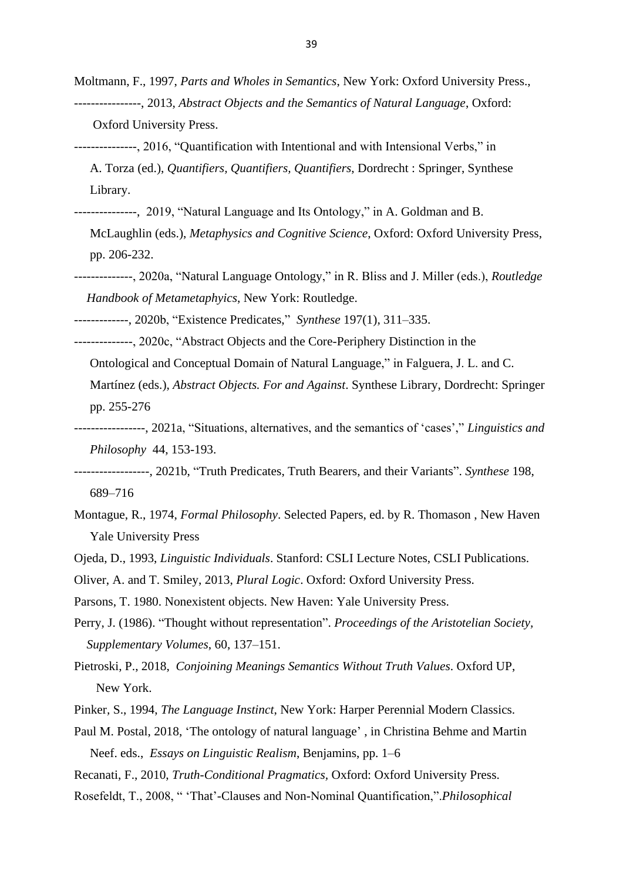Moltmann, F., 1997, *Parts and Wholes in Semantics*, New York: Oxford University Press.,

----------------, 2013, *Abstract Objects and the Semantics of Natural Language*, Oxford: Oxford University Press.

---------------, 2016, “Quantification with Intentional and with Intensional Verbs,” in A. Torza (ed.), *Quantifiers, Quantifiers, Quantifiers*, Dordrecht : Springer, Synthese Library.

---------------, 2019, “Natural Language and Its Ontology,” in A. Goldman and B. McLaughlin (eds.), *Metaphysics and Cognitive Science*, Oxford: Oxford University Press, pp. 206-232.

--------------, 2020a, “Natural Language Ontology,” in R. Bliss and J. Miller (eds.), *Routledge Handbook of Metametaphyics*, New York: Routledge.

-------------, 2020b, “Existence Predicates,” *Synthese* 197(1), 311–335.

--------------, 2020c, “Abstract Objects and the Core-Periphery Distinction in the Ontological and Conceptual Domain of Natural Language,” in Falguera, J. L. and C. Martínez (eds.), *Abstract Objects. For and Against*. Synthese Library, Dordrecht: Springer pp. 255-276

-----------------, 2021a, “Situations, alternatives, and the semantics of ‘cases’,” *Linguistics and Philosophy* 44, 153-193.

------------------, 2021b, “Truth Predicates, Truth Bearers, and their Variants”. *Synthese* 198, 689–716

Montague, R., 1974, *Formal Philosophy*. Selected Papers, ed. by R. Thomason , New Haven Yale University Press

Ojeda, D., 1993, *Linguistic Individuals*. Stanford: CSLI Lecture Notes, CSLI Publications.

Oliver, A. and T. Smiley, 2013, *Plural Logic*. Oxford: Oxford University Press.

Parsons, T. 1980. Nonexistent objects. New Haven: Yale University Press.

Perry, J. (1986). “Thought without representation”. *Proceedings of the Aristotelian Society, Supplementary Volumes*, 60, 137–151.

Pietroski, P., 2018, *Conjoining Meanings Semantics Without Truth Values*. Oxford UP, New York.

Pinker, S., 1994, *The Language Instinct*, New York: Harper Perennial Modern Classics.

Paul M. Postal, 2018, ‘The ontology of natural language’ , in Christina Behme and Martin Neef. eds., *Essays on Linguistic Realism*, Benjamins, pp. 1–6

Recanati, F., 2010, *Truth-Conditional Pragmatics*, Oxford: Oxford University Press.

Rosefeldt, T., 2008, “ ‘That’-Clauses and Non-Nominal Quantification,”.*Philosophical*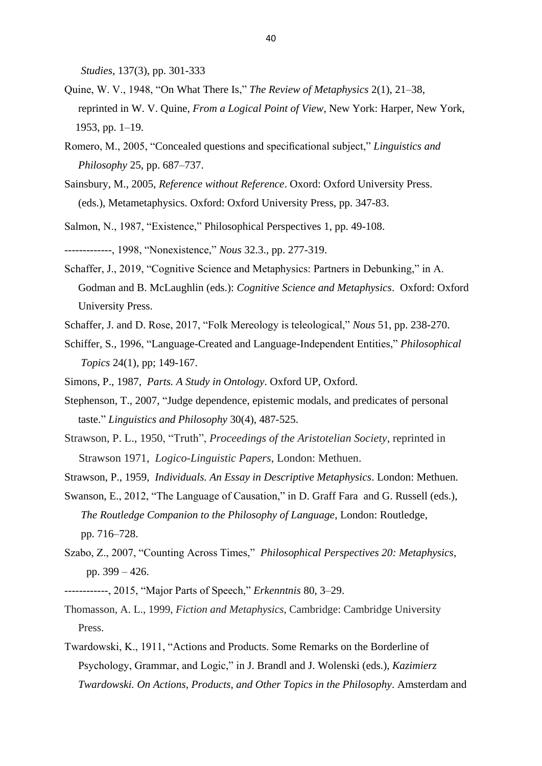*Studies*, 137(3), pp. 301-333

Quine, W. V., 1948, "On What There Is," *The Review of Metaphysics* 2(1), 21–38, reprinted in W. V. Quine, *From a Logical Point of View*, New York: Harper, New York, 1953, pp. 1–19.

Romero, M., 2005, "Concealed questions and specificational subject," *Linguistics and Philosophy* 25, pp. 687–737.

Sainsbury, M., 2005, *Reference without Reference*. Oxord: Oxford University Press. (eds.), Metametaphysics. Oxford: Oxford University Press, pp. 347-83.

Salmon, N., 1987, "Existence," Philosophical Perspectives 1, pp. 49-108.

-------------, 1998, "Nonexistence," *Nous* 32.3., pp. 277-319.

Schaffer, J., 2019, "Cognitive Science and Metaphysics: Partners in Debunking," in A. Godman and B. McLaughlin (eds.): *Cognitive Science and Metaphysics*. Oxford: Oxford University Press.

Schaffer, J. and D. Rose, 2017, "Folk Mereology is teleological," *Nous* 51, pp. 238-270.

Schiffer, S., 1996, "Language-Created and Language-Independent Entities," *Philosophical Topics* 24(1), pp; 149-167.

Simons, P., 1987, *Parts. A Study in Ontology*. Oxford UP, Oxford.

Stephenson, T., 2007, "Judge dependence, epistemic modals, and predicates of personal taste." *Linguistics and Philosophy* 30(4), 487-525.

Strawson, P. L., 1950, "Truth", *Proceedings of the Aristotelian Society*, reprinted in Strawson 1971, *Logico-Linguistic Papers*, London: Methuen.

Strawson, P., 1959, *Individuals. An Essay in Descriptive Metaphysics*. London: Methuen.

Swanson, E., 2012, "The Language of Causation," in D. Graff Fara and G. Russell (eds.), *The Routledge Companion to the Philosophy of Language*, London: Routledge, pp. 716–728.

Szabo, Z., 2007, "Counting Across Times," *Philosophical Perspectives 20: Metaphysics*, pp. 399 – 426.

------------, 2015, "Major Parts of Speech," *Erkenntnis* 80, 3–29.

Thomasson, A. L., 1999, *Fiction and Metaphysics*, Cambridge: Cambridge University Press.

Twardowski, K., 1911, "Actions and Products. Some Remarks on the Borderline of Psychology, Grammar, and Logic," in J. Brandl and J. Wolenski (eds.), *Kazimierz Twardowski. On Actions, Products, and Other Topics in the Philosophy*. Amsterdam and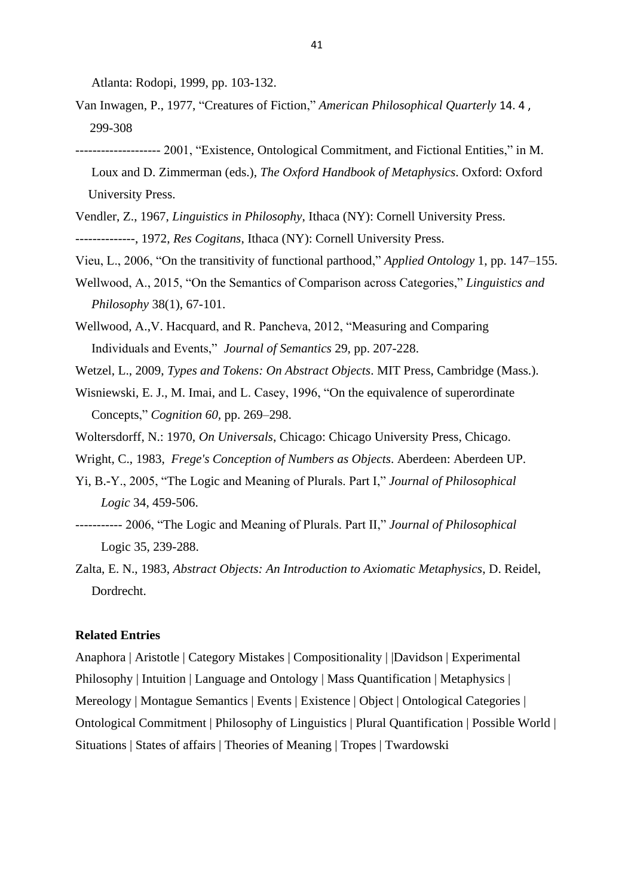Atlanta: Rodopi, 1999, pp. 103-132.

Van Inwagen, P., 1977, “Creatures of Fiction,” *American Philosophical Quarterly* 14. 4 , 299-308

-------------------- 2001, “Existence, Ontological Commitment, and Fictional Entities,” in M. Loux and D. Zimmerman (eds.), *The Oxford Handbook of Metaphysics*. Oxford: Oxford University Press.

Vendler, Z., 1967, *Linguistics in Philosophy*, Ithaca (NY): Cornell University Press.

--------------, 1972, *Res Cogitans*, Ithaca (NY): Cornell University Press.

Vieu, L., 2006, “On the transitivity of functional parthood,” *Applied Ontology* 1, pp. 147–155.

Wellwood, A., 2015, “On the Semantics of Comparison across Categories,” *Linguistics and Philosophy* 38(1), 67-101.

Wellwood, A.,V. Hacquard, and R. Pancheva, 2012, “Measuring and Comparing Individuals and Events,” *Journal of Semantics* 29, pp. 207-228.

Wetzel, L., 2009, *Types and Tokens: On Abstract Objects*. MIT Press, Cambridge (Mass.).

Wisniewski, E. J., M. Imai, and L. Casey, 1996, “On the equivalence of superordinate Concepts,” *Cognition 60*, pp. 269–298.

Woltersdorff, N.: 1970, *On Universals*, Chicago: Chicago University Press, Chicago.

Wright, C., 1983, *Frege's Conception of Numbers as Objects*. Aberdeen: Aberdeen UP.

Yi, B.-Y., 2005, “The Logic and Meaning of Plurals. Part I,” *Journal of Philosophical Logic* 34, 459-506.

----------- 2006, “The Logic and Meaning of Plurals. Part II,” *Journal of Philosophical* Logic 35, 239-288.

Zalta, E. N., 1983, *Abstract Objects: An Introduction to Axiomatic Metaphysics*, D. Reidel, Dordrecht.

**Related Entries**

Anaphora | Aristotle | Category Mistakes | Compositionality | |Davidson | Experimental Philosophy | Intuition | Language and Ontology | Mass Quantification | Metaphysics | Mereology | Montague Semantics | Events | Existence | Object | Ontological Categories | Ontological Commitment | Philosophy of Linguistics | Plural Quantification | Possible World | Situations | States of affairs | Theories of Meaning | Tropes | Twardowski